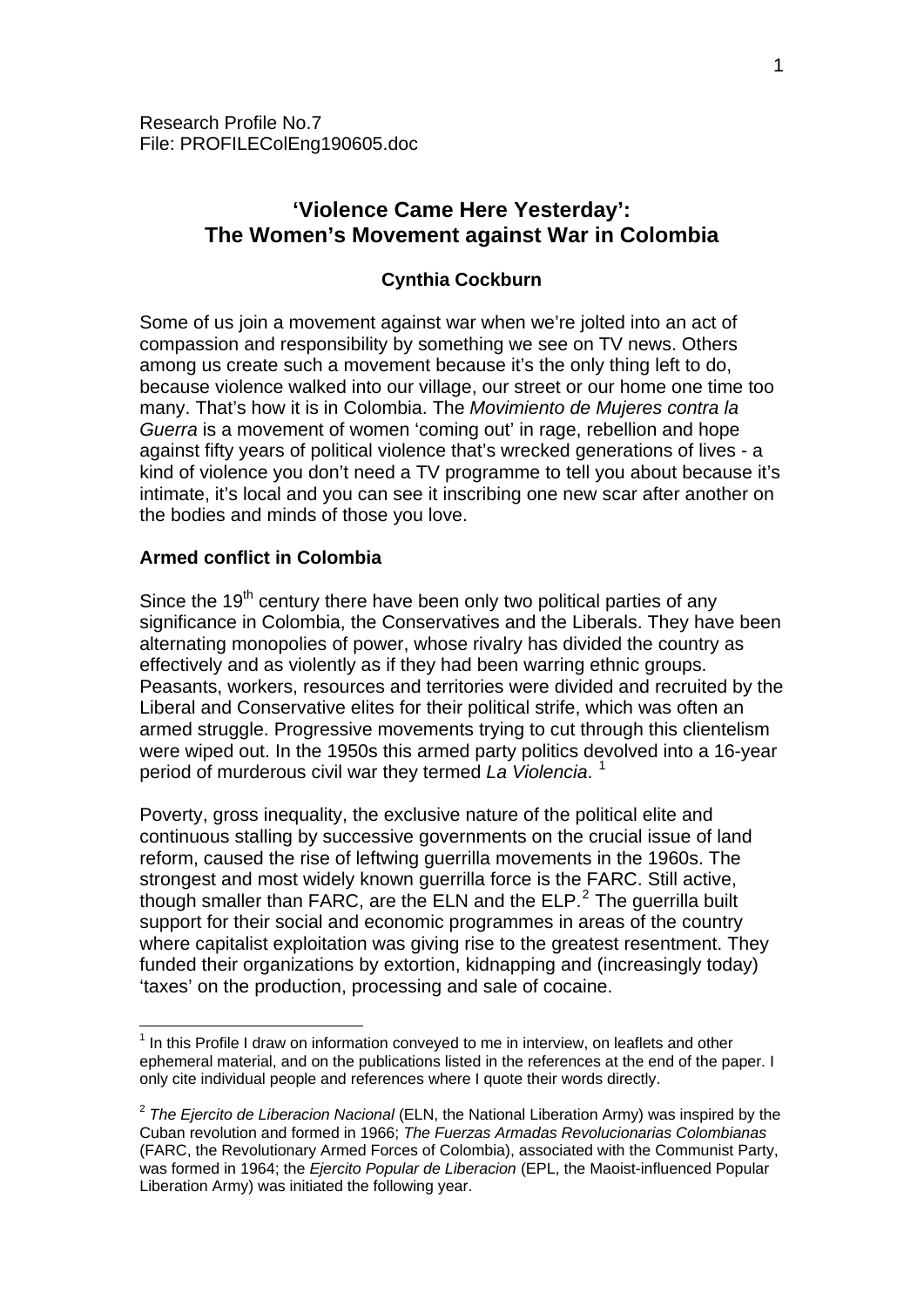Research Profile No.7
File: PROFILEColEng190605.doc

# 'Violence Came Here Yesterday': The Women's Movement against War in Colombia

**Cynthia Cockburn**

Some of us join a movement against war when we're jolted into an act of compassion and responsibility by something we see on TV news. Others among us create such a movement because it's the only thing left to do, because violence walked into our village, our street or our home one time too many. That's how it is in Colombia. The *Movimiento de Mujeres contra la Guerra* is a movement of women 'coming out' in rage, rebellion and hope against fifty years of political violence that's wrecked generations of lives - a kind of violence you don't need a TV programme to tell you about because it's intimate, it's local and you can see it inscribing one new scar after another on the bodies and minds of those you love.

## Armed conflict in Colombia

Since the 19th century there have been only two political parties of any significance in Colombia, the Conservatives and the Liberals. They have been alternating monopolies of power, whose rivalry has divided the country as effectively and as violently as if they had been warring ethnic groups. Peasants, workers, resources and territories were divided and recruited by the Liberal and Conservative elites for their political strife, which was often an armed struggle. Progressive movements trying to cut through this clientelism were wiped out. In the 1950s this armed party politics devolved into a 16-year period of murderous civil war they termed *La Violencia*. [1]

Poverty, gross inequality, the exclusive nature of the political elite and continuous stalling by successive governments on the crucial issue of land reform, caused the rise of leftwing guerrilla movements in the 1960s. The strongest and most widely known guerrilla force is the FARC. Still active, though smaller than FARC, are the ELN and the ELP.[2] The guerrilla built support for their social and economic programmes in areas of the country where capitalist exploitation was giving rise to the greatest resentment. They funded their organizations by extortion, kidnapping and (increasingly today) 'taxes' on the production, processing and sale of cocaine.

---

[1] In this Profile I draw on information conveyed to me in interview, on leaflets and other ephemeral material, and on the publications listed in the references at the end of the paper. I only cite individual people and references where I quote their words directly.

[2] *The Ejercito de Liberacion Nacional* (ELN, the National Liberation Army) was inspired by the Cuban revolution and formed in 1966; *The Fuerzas Armadas Revolucionarias Colombianas* (FARC, the Revolutionary Armed Forces of Colombia), associated with the Communist Party, was formed in 1964; the *Ejercito Popular de Liberacion* (EPL, the Maoist-influenced Popular Liberation Army) was initiated the following year.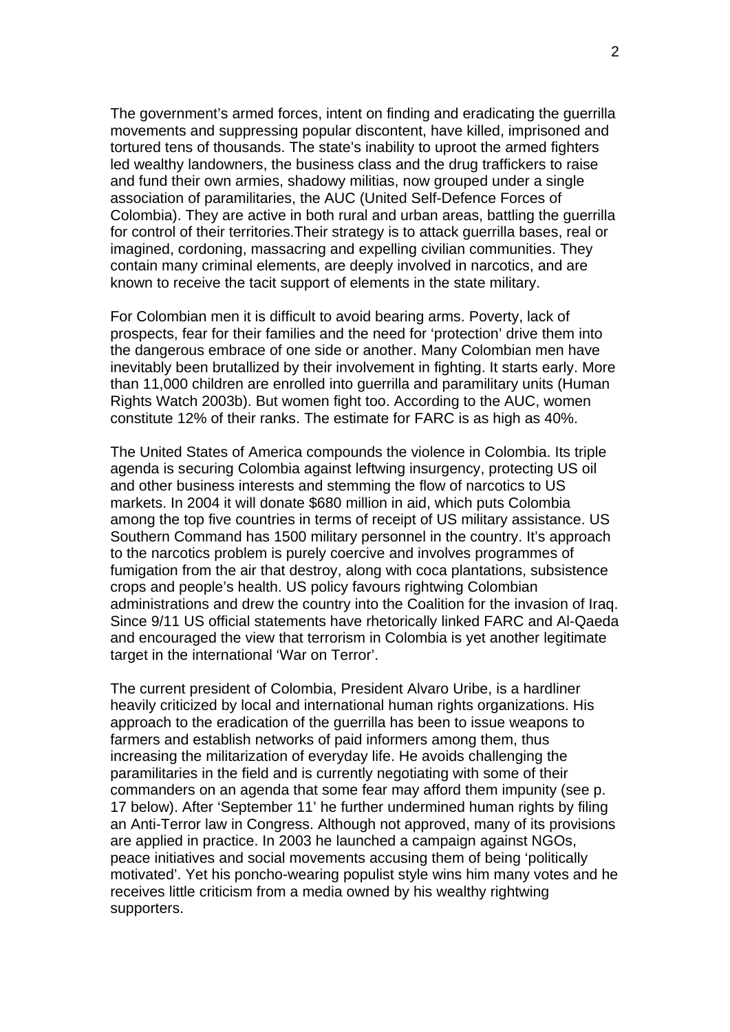The government's armed forces, intent on finding and eradicating the guerrilla movements and suppressing popular discontent, have killed, imprisoned and tortured tens of thousands. The state's inability to uproot the armed fighters led wealthy landowners, the business class and the drug traffickers to raise and fund their own armies, shadowy militias, now grouped under a single association of paramilitaries, the AUC (United Self-Defence Forces of Colombia). They are active in both rural and urban areas, battling the guerrilla for control of their territories.Their strategy is to attack guerrilla bases, real or imagined, cordoning, massacring and expelling civilian communities. They contain many criminal elements, are deeply involved in narcotics, and are known to receive the tacit support of elements in the state military.

For Colombian men it is difficult to avoid bearing arms. Poverty, lack of prospects, fear for their families and the need for 'protection' drive them into the dangerous embrace of one side or another. Many Colombian men have inevitably been brutallized by their involvement in fighting. It starts early. More than 11,000 children are enrolled into guerrilla and paramilitary units (Human Rights Watch 2003b). But women fight too. According to the AUC, women constitute 12% of their ranks. The estimate for FARC is as high as 40%.

The United States of America compounds the violence in Colombia. Its triple agenda is securing Colombia against leftwing insurgency, protecting US oil and other business interests and stemming the flow of narcotics to US markets. In 2004 it will donate $680 million in aid, which puts Colombia among the top five countries in terms of receipt of US military assistance. US Southern Command has 1500 military personnel in the country. It's approach to the narcotics problem is purely coercive and involves programmes of fumigation from the air that destroy, along with coca plantations, subsistence crops and people's health. US policy favours rightwing Colombian administrations and drew the country into the Coalition for the invasion of Iraq. Since 9/11 US official statements have rhetorically linked FARC and Al-Qaeda and encouraged the view that terrorism in Colombia is yet another legitimate target in the international 'War on Terror'.

The current president of Colombia, President Alvaro Uribe, is a hardliner heavily criticized by local and international human rights organizations. His approach to the eradication of the guerrilla has been to issue weapons to farmers and establish networks of paid informers among them, thus increasing the militarization of everyday life. He avoids challenging the paramilitaries in the field and is currently negotiating with some of their commanders on an agenda that some fear may afford them impunity (see p. 17 below). After 'September 11' he further undermined human rights by filing an Anti-Terror law in Congress. Although not approved, many of its provisions are applied in practice. In 2003 he launched a campaign against NGOs, peace initiatives and social movements accusing them of being 'politically motivated'. Yet his poncho-wearing populist style wins him many votes and he receives little criticism from a media owned by his wealthy rightwing supporters.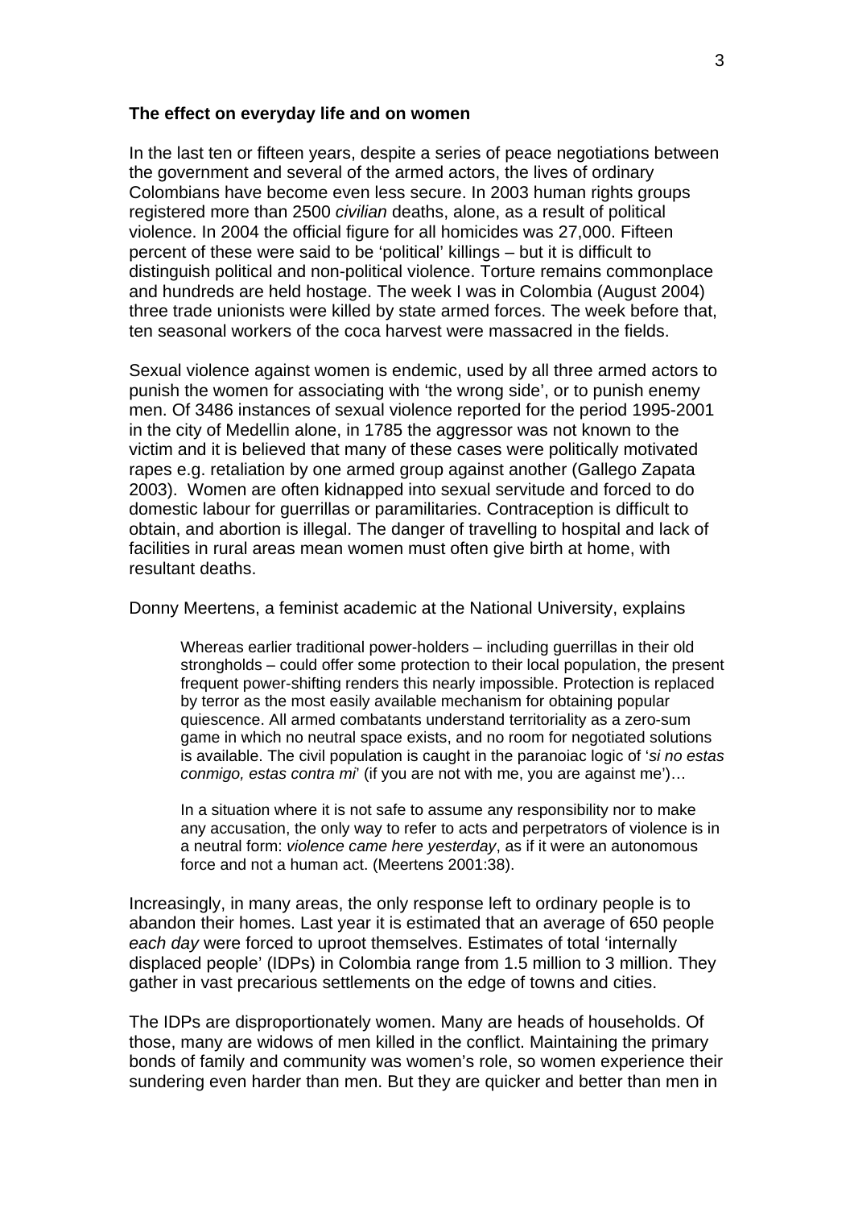**The effect on everyday life and on women**

In the last ten or fifteen years, despite a series of peace negotiations between the government and several of the armed actors, the lives of ordinary Colombians have become even less secure. In 2003 human rights groups registered more than 2500 *civilian* deaths, alone, as a result of political violence. In 2004 the official figure for all homicides was 27,000. Fifteen percent of these were said to be 'political' killings – but it is difficult to distinguish political and non-political violence. Torture remains commonplace and hundreds are held hostage. The week I was in Colombia (August 2004) three trade unionists were killed by state armed forces. The week before that, ten seasonal workers of the coca harvest were massacred in the fields.

Sexual violence against women is endemic, used by all three armed actors to punish the women for associating with 'the wrong side', or to punish enemy men. Of 3486 instances of sexual violence reported for the period 1995-2001 in the city of Medellin alone, in 1785 the aggressor was not known to the victim and it is believed that many of these cases were politically motivated rapes e.g. retaliation by one armed group against another (Gallego Zapata 2003). Women are often kidnapped into sexual servitude and forced to do domestic labour for guerrillas or paramilitaries. Contraception is difficult to obtain, and abortion is illegal. The danger of travelling to hospital and lack of facilities in rural areas mean women must often give birth at home, with resultant deaths.

Donny Meertens, a feminist academic at the National University, explains

> Whereas earlier traditional power-holders – including guerrillas in their old strongholds – could offer some protection to their local population, the present frequent power-shifting renders this nearly impossible. Protection is replaced by terror as the most easily available mechanism for obtaining popular quiescence. All armed combatants understand territoriality as a zero-sum game in which no neutral space exists, and no room for negotiated solutions is available. The civil population is caught in the paranoiac logic of '*si no estas conmigo, estas contra mi*' (if you are not with me, you are against me')…
>
> In a situation where it is not safe to assume any responsibility nor to make any accusation, the only way to refer to acts and perpetrators of violence is in a neutral form: *violence came here yesterday*, as if it were an autonomous force and not a human act. (Meertens 2001:38).

Increasingly, in many areas, the only response left to ordinary people is to abandon their homes. Last year it is estimated that an average of 650 people *each day* were forced to uproot themselves. Estimates of total 'internally displaced people' (IDPs) in Colombia range from 1.5 million to 3 million. They gather in vast precarious settlements on the edge of towns and cities.

The IDPs are disproportionately women. Many are heads of households. Of those, many are widows of men killed in the conflict. Maintaining the primary bonds of family and community was women's role, so women experience their sundering even harder than men. But they are quicker and better than men in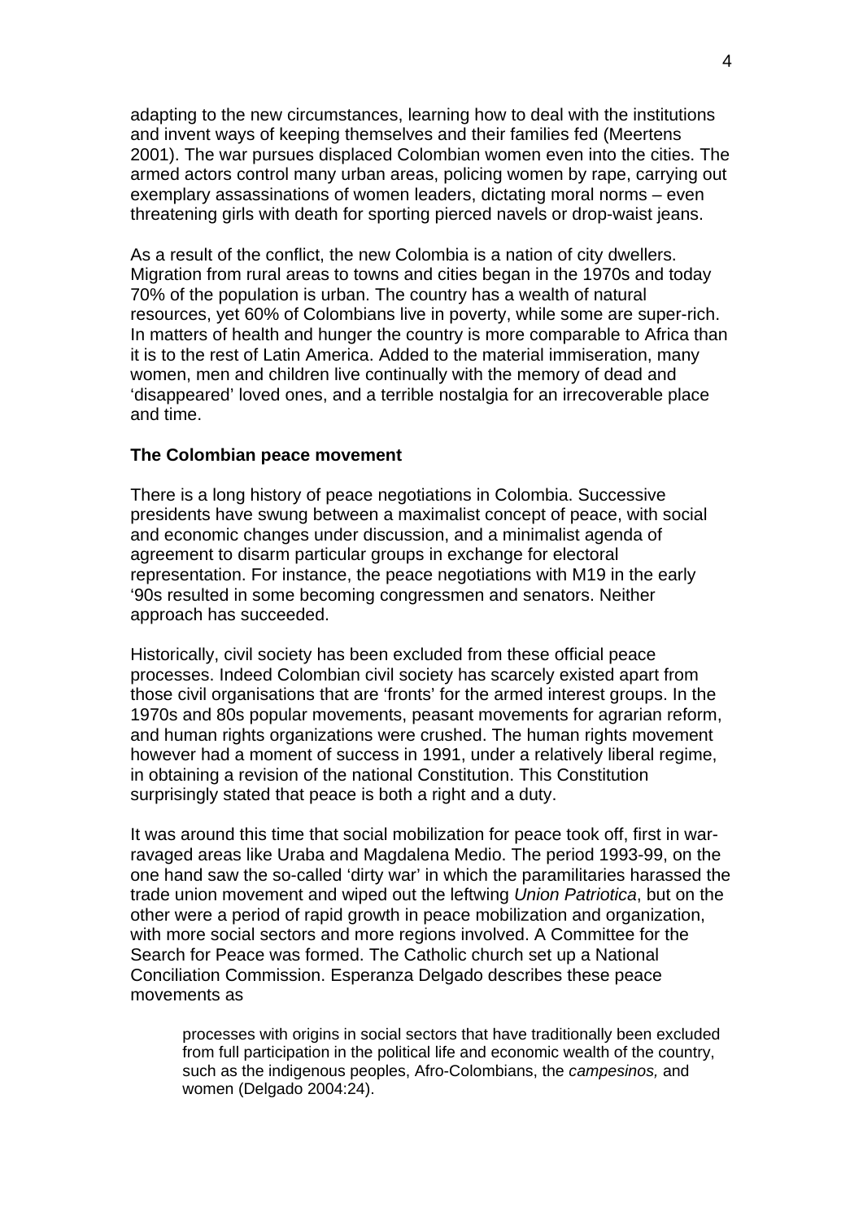adapting to the new circumstances, learning how to deal with the institutions and invent ways of keeping themselves and their families fed (Meertens 2001). The war pursues displaced Colombian women even into the cities. The armed actors control many urban areas, policing women by rape, carrying out exemplary assassinations of women leaders, dictating moral norms – even threatening girls with death for sporting pierced navels or drop-waist jeans.

As a result of the conflict, the new Colombia is a nation of city dwellers. Migration from rural areas to towns and cities began in the 1970s and today 70% of the population is urban. The country has a wealth of natural resources, yet 60% of Colombians live in poverty, while some are super-rich. In matters of health and hunger the country is more comparable to Africa than it is to the rest of Latin America. Added to the material immiseration, many women, men and children live continually with the memory of dead and 'disappeared' loved ones, and a terrible nostalgia for an irrecoverable place and time.

**The Colombian peace movement**

There is a long history of peace negotiations in Colombia. Successive presidents have swung between a maximalist concept of peace, with social and economic changes under discussion, and a minimalist agenda of agreement to disarm particular groups in exchange for electoral representation. For instance, the peace negotiations with M19 in the early '90s resulted in some becoming congressmen and senators. Neither approach has succeeded.

Historically, civil society has been excluded from these official peace processes. Indeed Colombian civil society has scarcely existed apart from those civil organisations that are 'fronts' for the armed interest groups. In the 1970s and 80s popular movements, peasant movements for agrarian reform, and human rights organizations were crushed. The human rights movement however had a moment of success in 1991, under a relatively liberal regime, in obtaining a revision of the national Constitution. This Constitution surprisingly stated that peace is both a right and a duty.

It was around this time that social mobilization for peace took off, first in war-ravaged areas like Uraba and Magdalena Medio. The period 1993-99, on the one hand saw the so-called 'dirty war' in which the paramilitaries harassed the trade union movement and wiped out the leftwing *Union Patriotica*, but on the other were a period of rapid growth in peace mobilization and organization, with more social sectors and more regions involved. A Committee for the Search for Peace was formed. The Catholic church set up a National Conciliation Commission. Esperanza Delgado describes these peace movements as

> processes with origins in social sectors that have traditionally been excluded from full participation in the political life and economic wealth of the country, such as the indigenous peoples, Afro-Colombians, the *campesinos,* and women (Delgado 2004:24).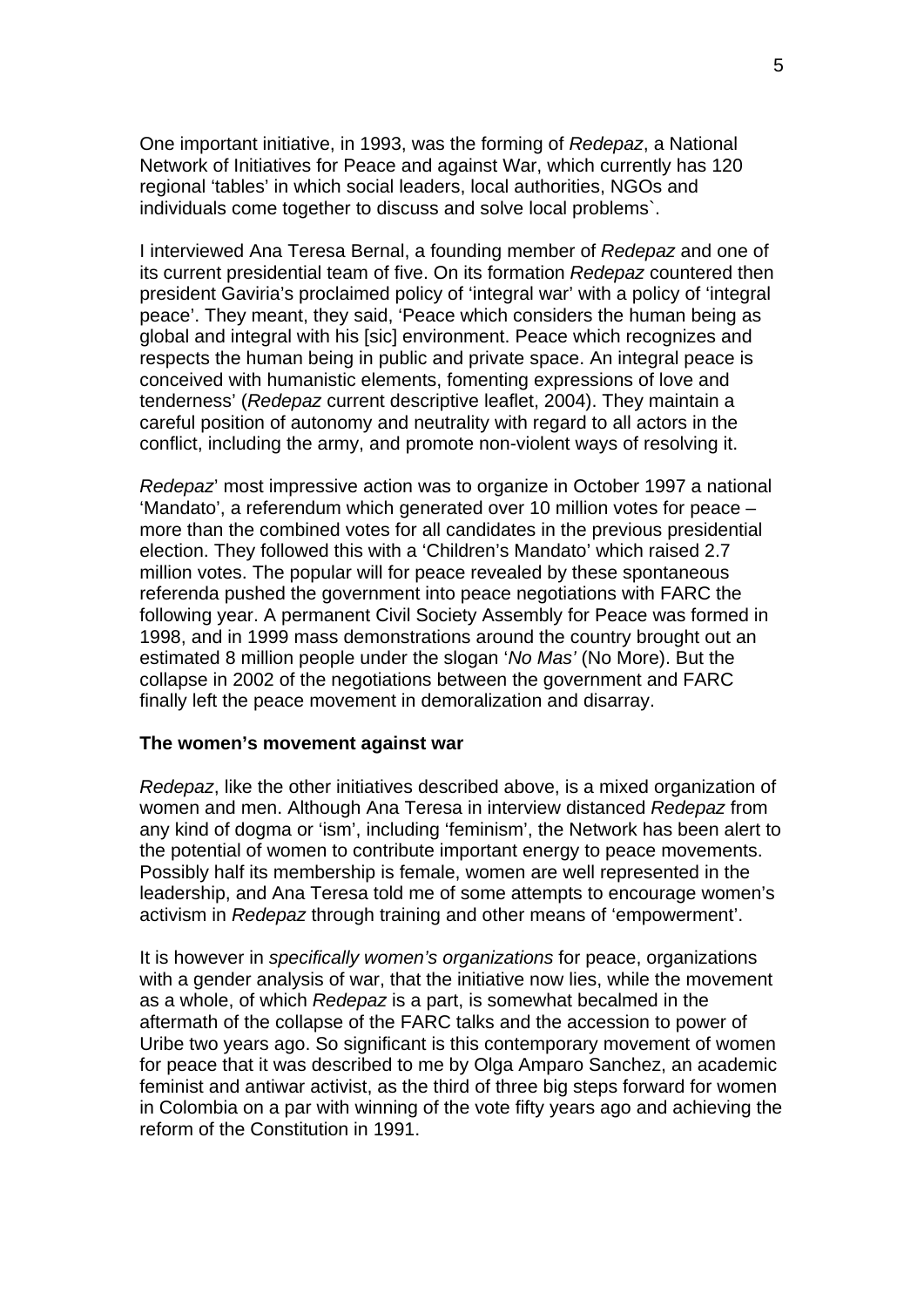One important initiative, in 1993, was the forming of *Redepaz*, a National Network of Initiatives for Peace and against War, which currently has 120 regional 'tables' in which social leaders, local authorities, NGOs and individuals come together to discuss and solve local problems`.

I interviewed Ana Teresa Bernal, a founding member of *Redepaz* and one of its current presidential team of five. On its formation *Redepaz* countered then president Gaviria's proclaimed policy of 'integral war' with a policy of 'integral peace'. They meant, they said, 'Peace which considers the human being as global and integral with his [sic] environment. Peace which recognizes and respects the human being in public and private space. An integral peace is conceived with humanistic elements, fomenting expressions of love and tenderness' (*Redepaz* current descriptive leaflet, 2004). They maintain a careful position of autonomy and neutrality with regard to all actors in the conflict, including the army, and promote non-violent ways of resolving it.

*Redepaz*' most impressive action was to organize in October 1997 a national 'Mandato', a referendum which generated over 10 million votes for peace – more than the combined votes for all candidates in the previous presidential election. They followed this with a 'Children's Mandato' which raised 2.7 million votes. The popular will for peace revealed by these spontaneous referenda pushed the government into peace negotiations with FARC the following year. A permanent Civil Society Assembly for Peace was formed in 1998, and in 1999 mass demonstrations around the country brought out an estimated 8 million people under the slogan '*No Mas'* (No More). But the collapse in 2002 of the negotiations between the government and FARC finally left the peace movement in demoralization and disarray.

**The women's movement against war**

*Redepaz*, like the other initiatives described above, is a mixed organization of women and men. Although Ana Teresa in interview distanced *Redepaz* from any kind of dogma or 'ism', including 'feminism', the Network has been alert to the potential of women to contribute important energy to peace movements. Possibly half its membership is female, women are well represented in the leadership, and Ana Teresa told me of some attempts to encourage women's activism in *Redepaz* through training and other means of 'empowerment'.

It is however in *specifically women's organizations* for peace, organizations with a gender analysis of war, that the initiative now lies, while the movement as a whole, of which *Redepaz* is a part, is somewhat becalmed in the aftermath of the collapse of the FARC talks and the accession to power of Uribe two years ago. So significant is this contemporary movement of women for peace that it was described to me by Olga Amparo Sanchez, an academic feminist and antiwar activist, as the third of three big steps forward for women in Colombia on a par with winning of the vote fifty years ago and achieving the reform of the Constitution in 1991.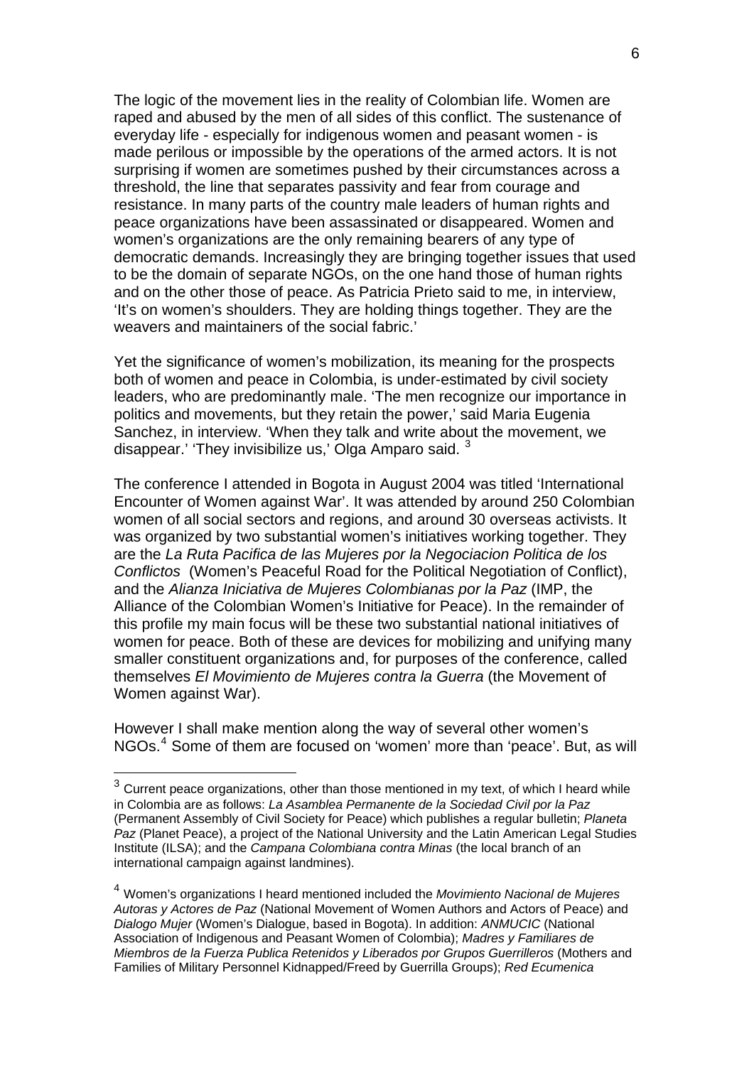The logic of the movement lies in the reality of Colombian life. Women are raped and abused by the men of all sides of this conflict. The sustenance of everyday life - especially for indigenous women and peasant women - is made perilous or impossible by the operations of the armed actors. It is not surprising if women are sometimes pushed by their circumstances across a threshold, the line that separates passivity and fear from courage and resistance. In many parts of the country male leaders of human rights and peace organizations have been assassinated or disappeared. Women and women's organizations are the only remaining bearers of any type of democratic demands. Increasingly they are bringing together issues that used to be the domain of separate NGOs, on the one hand those of human rights and on the other those of peace. As Patricia Prieto said to me, in interview, 'It's on women's shoulders. They are holding things together. They are the weavers and maintainers of the social fabric.'

Yet the significance of women's mobilization, its meaning for the prospects both of women and peace in Colombia, is under-estimated by civil society leaders, who are predominantly male. 'The men recognize our importance in politics and movements, but they retain the power,' said Maria Eugenia Sanchez, in interview. 'When they talk and write about the movement, we disappear.' 'They invisibilize us,' Olga Amparo said. [3]

The conference I attended in Bogota in August 2004 was titled 'International Encounter of Women against War'. It was attended by around 250 Colombian women of all social sectors and regions, and around 30 overseas activists. It was organized by two substantial women's initiatives working together. They are the *La Ruta Pacifica de las Mujeres por la Negociacion Politica de los Conflictos* (Women's Peaceful Road for the Political Negotiation of Conflict), and the *Alianza Iniciativa de Mujeres Colombianas por la Paz* (IMP, the Alliance of the Colombian Women's Initiative for Peace). In the remainder of this profile my main focus will be these two substantial national initiatives of women for peace. Both of these are devices for mobilizing and unifying many smaller constituent organizations and, for purposes of the conference, called themselves *El Movimiento de Mujeres contra la Guerra* (the Movement of Women against War).

However I shall make mention along the way of several other women's NGOs.[4] Some of them are focused on 'women' more than 'peace'. But, as will

---

[3] Current peace organizations, other than those mentioned in my text, of which I heard while in Colombia are as follows: *La Asamblea Permanente de la Sociedad Civil por la Paz* (Permanent Assembly of Civil Society for Peace) which publishes a regular bulletin; *Planeta Paz* (Planet Peace), a project of the National University and the Latin American Legal Studies Institute (ILSA); and the *Campana Colombiana contra Minas* (the local branch of an international campaign against landmines).

[4] Women's organizations I heard mentioned included the *Movimiento Nacional de Mujeres Autoras y Actores de Paz* (National Movement of Women Authors and Actors of Peace) and *Dialogo Mujer* (Women's Dialogue, based in Bogota). In addition: *ANMUCIC* (National Association of Indigenous and Peasant Women of Colombia); *Madres y Familiares de Miembros de la Fuerza Publica Retenidos y Liberados por Grupos Guerrilleros* (Mothers and Families of Military Personnel Kidnapped/Freed by Guerrilla Groups); *Red Ecumenica*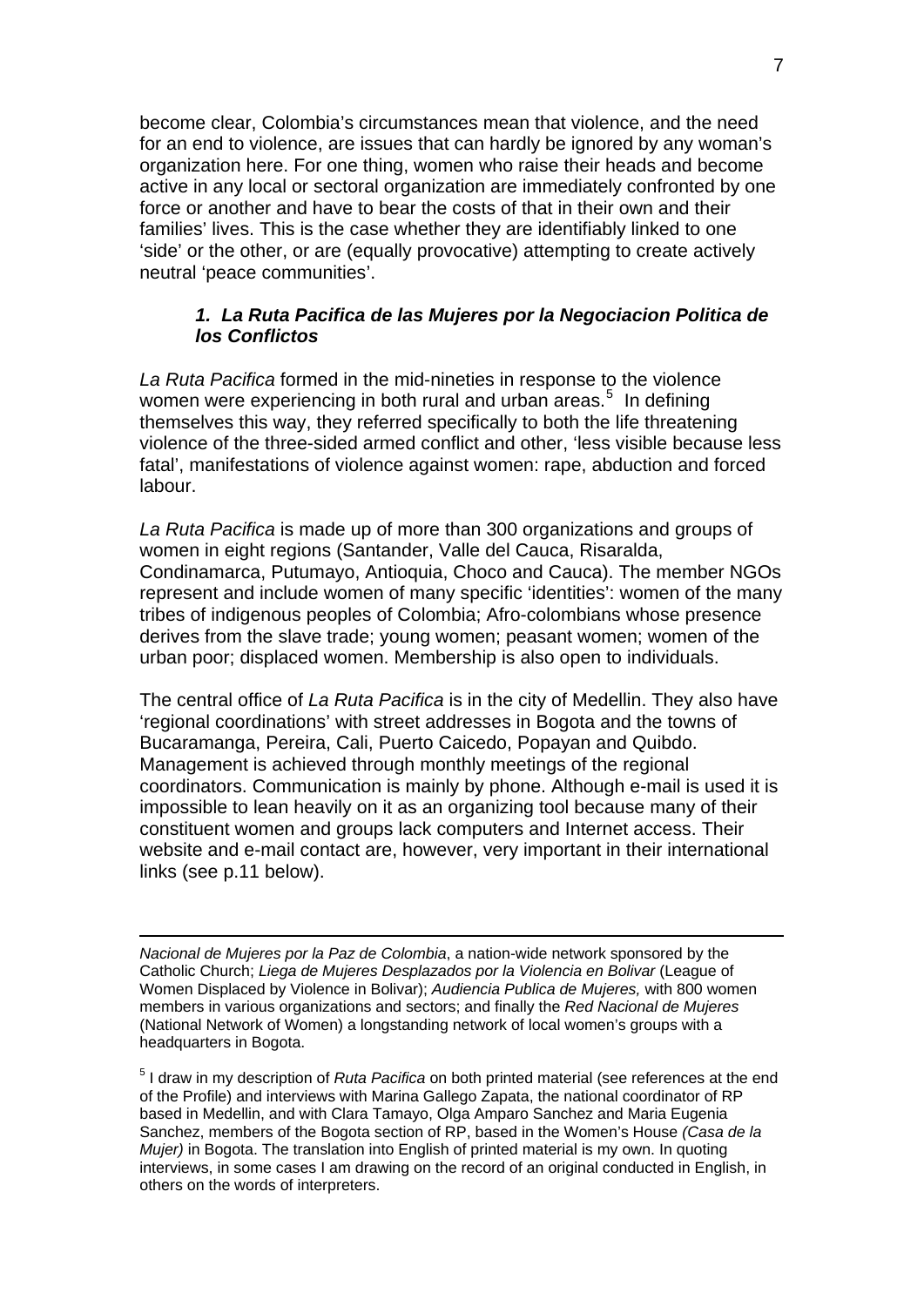become clear, Colombia's circumstances mean that violence, and the need for an end to violence, are issues that can hardly be ignored by any woman's organization here. For one thing, women who raise their heads and become active in any local or sectoral organization are immediately confronted by one force or another and have to bear the costs of that in their own and their families' lives. This is the case whether they are identifiably linked to one 'side' or the other, or are (equally provocative) attempting to create actively neutral 'peace communities'.

### *1. La Ruta Pacifica de las Mujeres por la Negociacion Politica de los Conflictos*

*La Ruta Pacifica* formed in the mid-nineties in response to the violence women were experiencing in both rural and urban areas.[5] In defining themselves this way, they referred specifically to both the life threatening violence of the three-sided armed conflict and other, 'less visible because less fatal', manifestations of violence against women: rape, abduction and forced labour.

*La Ruta Pacifica* is made up of more than 300 organizations and groups of women in eight regions (Santander, Valle del Cauca, Risaralda, Condinamarca, Putumayo, Antioquia, Choco and Cauca). The member NGOs represent and include women of many specific 'identities': women of the many tribes of indigenous peoples of Colombia; Afro-colombians whose presence derives from the slave trade; young women; peasant women; women of the urban poor; displaced women. Membership is also open to individuals.

The central office of *La Ruta Pacifica* is in the city of Medellin. They also have 'regional coordinations' with street addresses in Bogota and the towns of Bucaramanga, Pereira, Cali, Puerto Caicedo, Popayan and Quibdo. Management is achieved through monthly meetings of the regional coordinators. Communication is mainly by phone. Although e-mail is used it is impossible to lean heavily on it as an organizing tool because many of their constituent women and groups lack computers and Internet access. Their website and e-mail contact are, however, very important in their international links (see p.11 below).

---

*Nacional de Mujeres por la Paz de Colombia*, a nation-wide network sponsored by the Catholic Church; *Liega de Mujeres Desplazados por la Violencia en Bolivar* (League of Women Displaced by Violence in Bolivar); *Audiencia Publica de Mujeres,* with 800 women members in various organizations and sectors; and finally the *Red Nacional de Mujeres* (National Network of Women) a longstanding network of local women's groups with a headquarters in Bogota.

[5] I draw in my description of *Ruta Pacifica* on both printed material (see references at the end of the Profile) and interviews with Marina Gallego Zapata, the national coordinator of RP based in Medellin, and with Clara Tamayo, Olga Amparo Sanchez and Maria Eugenia Sanchez, members of the Bogota section of RP, based in the Women's House *(Casa de la Mujer)* in Bogota. The translation into English of printed material is my own. In quoting interviews, in some cases I am drawing on the record of an original conducted in English, in others on the words of interpreters.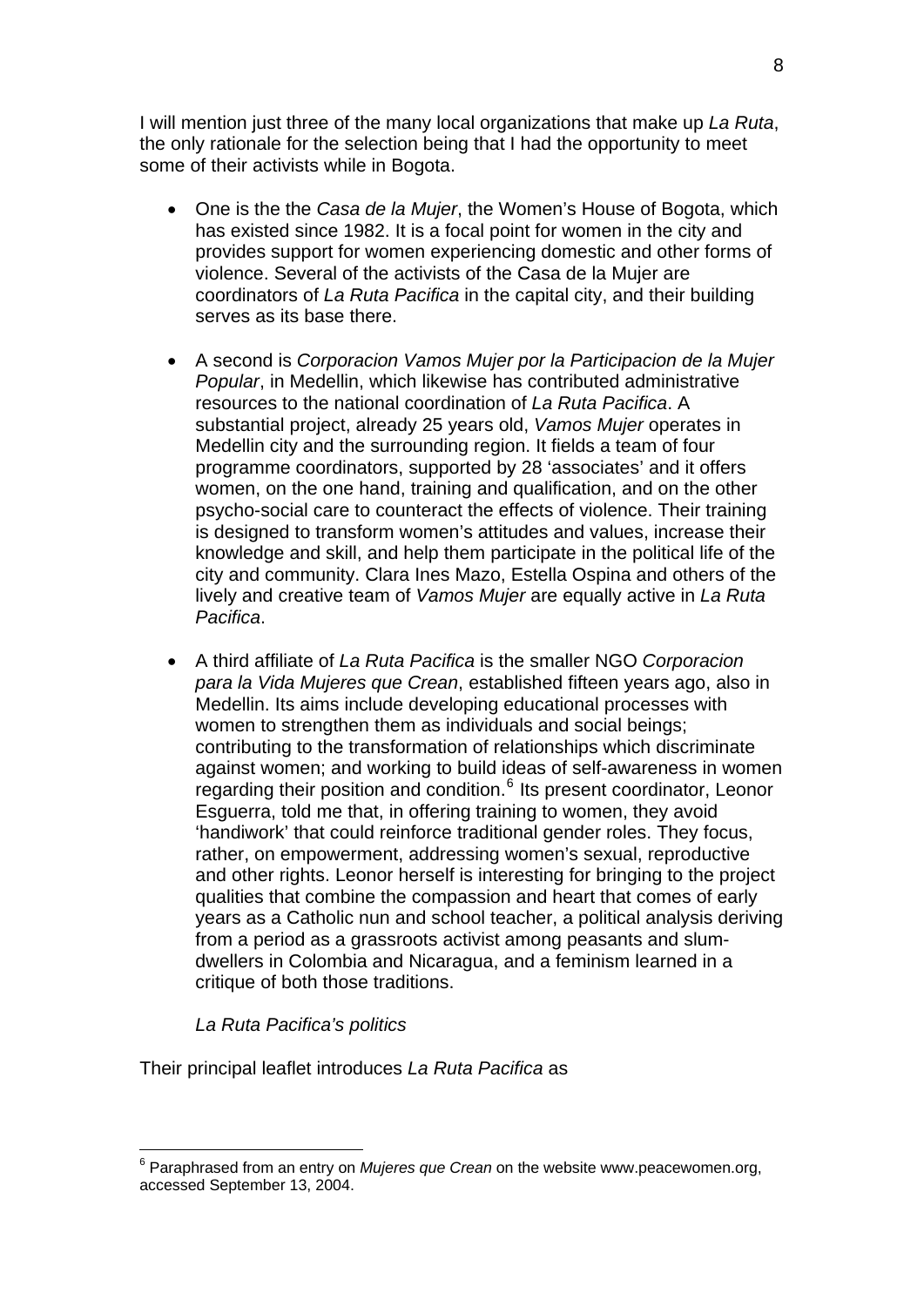I will mention just three of the many local organizations that make up *La Ruta*, the only rationale for the selection being that I had the opportunity to meet some of their activists while in Bogota.

- One is the the *Casa de la Mujer*, the Women's House of Bogota, which has existed since 1982. It is a focal point for women in the city and provides support for women experiencing domestic and other forms of violence. Several of the activists of the Casa de la Mujer are coordinators of *La Ruta Pacifica* in the capital city, and their building serves as its base there.

- A second is *Corporacion Vamos Mujer por la Participacion de la Mujer Popular*, in Medellin, which likewise has contributed administrative resources to the national coordination of *La Ruta Pacifica*. A substantial project, already 25 years old, *Vamos Mujer* operates in Medellin city and the surrounding region. It fields a team of four programme coordinators, supported by 28 'associates' and it offers women, on the one hand, training and qualification, and on the other psycho-social care to counteract the effects of violence. Their training is designed to transform women's attitudes and values, increase their knowledge and skill, and help them participate in the political life of the city and community. Clara Ines Mazo, Estella Ospina and others of the lively and creative team of *Vamos Mujer* are equally active in *La Ruta Pacifica*.

- A third affiliate of *La Ruta Pacifica* is the smaller NGO *Corporacion para la Vida Mujeres que Crean*, established fifteen years ago, also in Medellin. Its aims include developing educational processes with women to strengthen them as individuals and social beings; contributing to the transformation of relationships which discriminate against women; and working to build ideas of self-awareness in women regarding their position and condition.[6] Its present coordinator, Leonor Esguerra, told me that, in offering training to women, they avoid 'handiwork' that could reinforce traditional gender roles. They focus, rather, on empowerment, addressing women's sexual, reproductive and other rights. Leonor herself is interesting for bringing to the project qualities that combine the compassion and heart that comes of early years as a Catholic nun and school teacher, a political analysis deriving from a period as a grassroots activist among peasants and slum-dwellers in Colombia and Nicaragua, and a feminism learned in a critique of both those traditions.

*La Ruta Pacifica's politics*

Their principal leaflet introduces *La Ruta Pacifica* as

[6] Paraphrased from an entry on *Mujeres que Crean* on the website www.peacewomen.org, accessed September 13, 2004.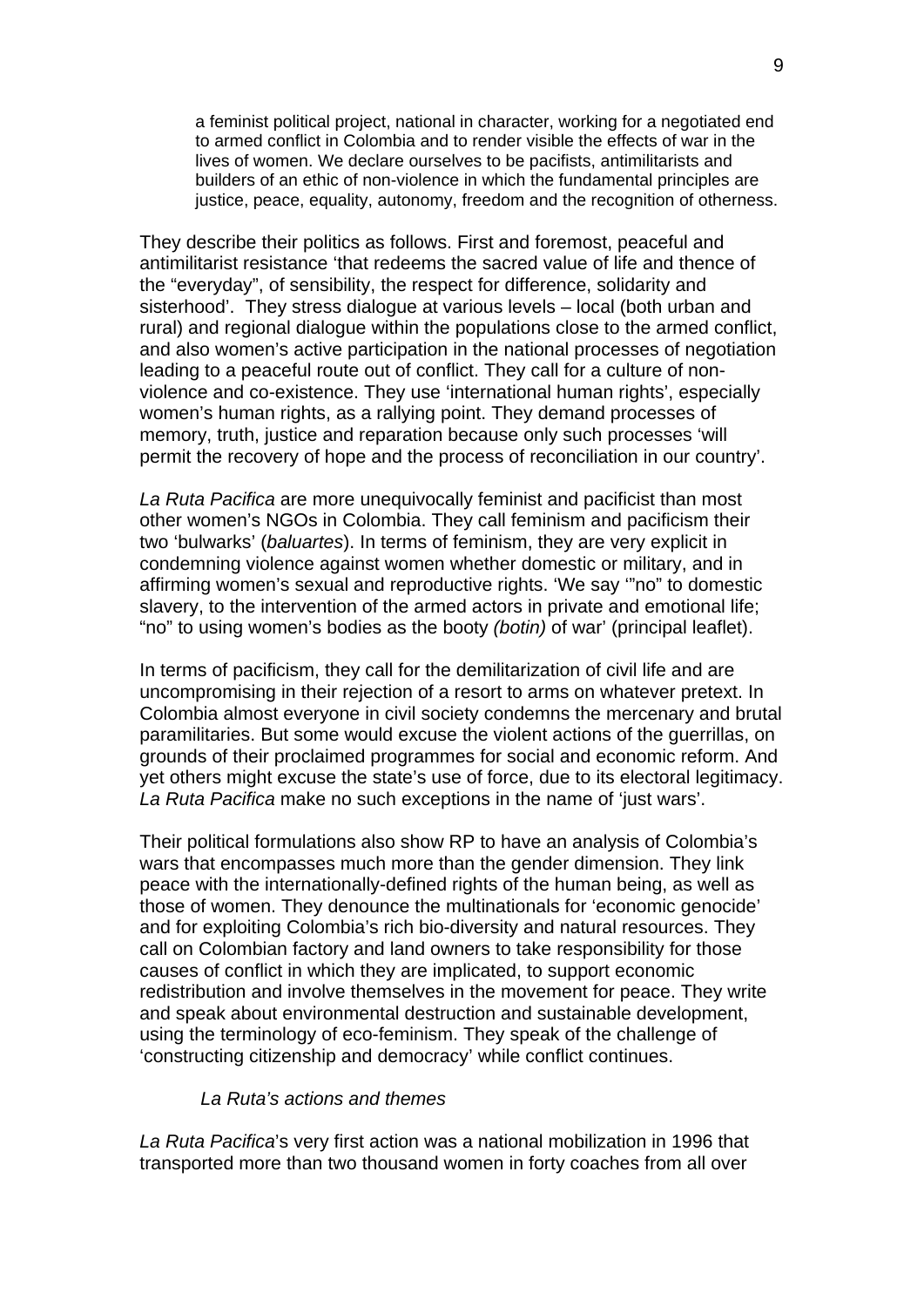> a feminist political project, national in character, working for a negotiated end to armed conflict in Colombia and to render visible the effects of war in the lives of women. We declare ourselves to be pacifists, antimilitarists and builders of an ethic of non-violence in which the fundamental principles are justice, peace, equality, autonomy, freedom and the recognition of otherness.

They describe their politics as follows. First and foremost, peaceful and antimilitarist resistance 'that redeems the sacred value of life and thence of the "everyday", of sensibility, the respect for difference, solidarity and sisterhood'. They stress dialogue at various levels – local (both urban and rural) and regional dialogue within the populations close to the armed conflict, and also women's active participation in the national processes of negotiation leading to a peaceful route out of conflict. They call for a culture of non-violence and co-existence. They use 'international human rights', especially women's human rights, as a rallying point. They demand processes of memory, truth, justice and reparation because only such processes 'will permit the recovery of hope and the process of reconciliation in our country'.

*La Ruta Pacifica* are more unequivocally feminist and pacificist than most other women's NGOs in Colombia. They call feminism and pacificism their two 'bulwarks' (*baluartes*). In terms of feminism, they are very explicit in condemning violence against women whether domestic or military, and in affirming women's sexual and reproductive rights. 'We say '"no" to domestic slavery, to the intervention of the armed actors in private and emotional life; "no" to using women's bodies as the booty *(botin)* of war' (principal leaflet).

In terms of pacificism, they call for the demilitarization of civil life and are uncompromising in their rejection of a resort to arms on whatever pretext. In Colombia almost everyone in civil society condemns the mercenary and brutal paramilitaries. But some would excuse the violent actions of the guerrillas, on grounds of their proclaimed programmes for social and economic reform. And yet others might excuse the state's use of force, due to its electoral legitimacy. *La Ruta Pacifica* make no such exceptions in the name of 'just wars'.

Their political formulations also show RP to have an analysis of Colombia's wars that encompasses much more than the gender dimension. They link peace with the internationally-defined rights of the human being, as well as those of women. They denounce the multinationals for 'economic genocide' and for exploiting Colombia's rich bio-diversity and natural resources. They call on Colombian factory and land owners to take responsibility for those causes of conflict in which they are implicated, to support economic redistribution and involve themselves in the movement for peace. They write and speak about environmental destruction and sustainable development, using the terminology of eco-feminism. They speak of the challenge of 'constructing citizenship and democracy' while conflict continues.

### *La Ruta's actions and themes*

*La Ruta Pacifica*'s very first action was a national mobilization in 1996 that transported more than two thousand women in forty coaches from all over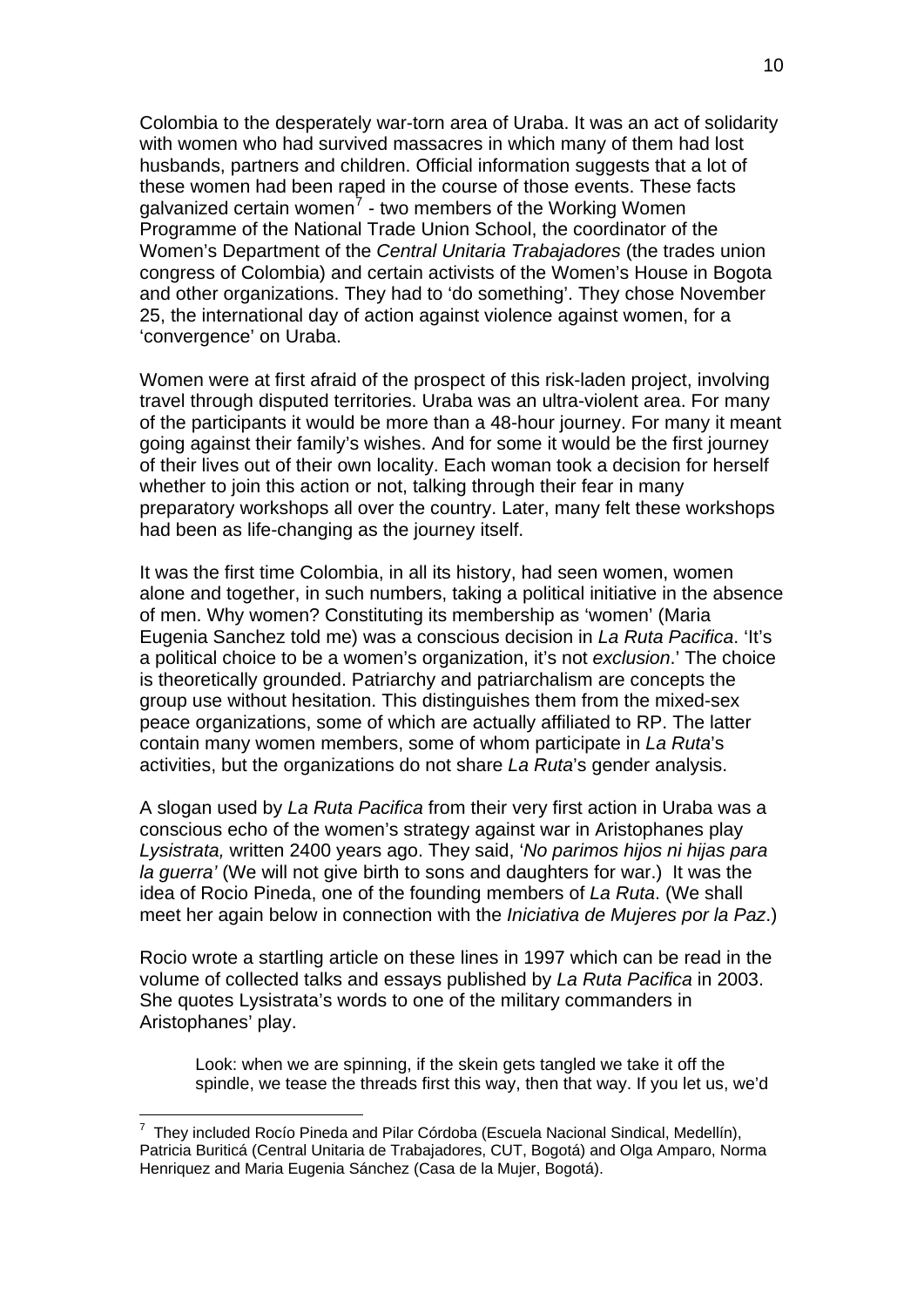Colombia to the desperately war-torn area of Uraba. It was an act of solidarity with women who had survived massacres in which many of them had lost husbands, partners and children. Official information suggests that a lot of these women had been raped in the course of those events. These facts galvanized certain women[7] - two members of the Working Women Programme of the National Trade Union School, the coordinator of the Women's Department of the *Central Unitaria Trabajadores* (the trades union congress of Colombia) and certain activists of the Women's House in Bogota and other organizations. They had to 'do something'. They chose November 25, the international day of action against violence against women, for a 'convergence' on Uraba.

Women were at first afraid of the prospect of this risk-laden project, involving travel through disputed territories. Uraba was an ultra-violent area. For many of the participants it would be more than a 48-hour journey. For many it meant going against their family's wishes. And for some it would be the first journey of their lives out of their own locality. Each woman took a decision for herself whether to join this action or not, talking through their fear in many preparatory workshops all over the country. Later, many felt these workshops had been as life-changing as the journey itself.

It was the first time Colombia, in all its history, had seen women, women alone and together, in such numbers, taking a political initiative in the absence of men. Why women? Constituting its membership as 'women' (Maria Eugenia Sanchez told me) was a conscious decision in *La Ruta Pacifica*. 'It's a political choice to be a women's organization, it's not *exclusion*.' The choice is theoretically grounded. Patriarchy and patriarchalism are concepts the group use without hesitation. This distinguishes them from the mixed-sex peace organizations, some of which are actually affiliated to RP. The latter contain many women members, some of whom participate in *La Ruta*'s activities, but the organizations do not share *La Ruta*'s gender analysis.

A slogan used by *La Ruta Pacifica* from their very first action in Uraba was a conscious echo of the women's strategy against war in Aristophanes play *Lysistrata,* written 2400 years ago. They said, '*No parimos hijos ni hijas para la guerra'* (We will not give birth to sons and daughters for war.) It was the idea of Rocio Pineda, one of the founding members of *La Ruta*. (We shall meet her again below in connection with the *Iniciativa de Mujeres por la Paz*.)

Rocio wrote a startling article on these lines in 1997 which can be read in the volume of collected talks and essays published by *La Ruta Pacifica* in 2003. She quotes Lysistrata's words to one of the military commanders in Aristophanes' play.

> Look: when we are spinning, if the skein gets tangled we take it off the spindle, we tease the threads first this way, then that way. If you let us, we'd

---

[7] They included Rocío Pineda and Pilar Córdoba (Escuela Nacional Sindical, Medellín), Patricia Buriticá (Central Unitaria de Trabajadores, CUT, Bogotá) and Olga Amparo, Norma Henriquez and Maria Eugenia Sánchez (Casa de la Mujer, Bogotá).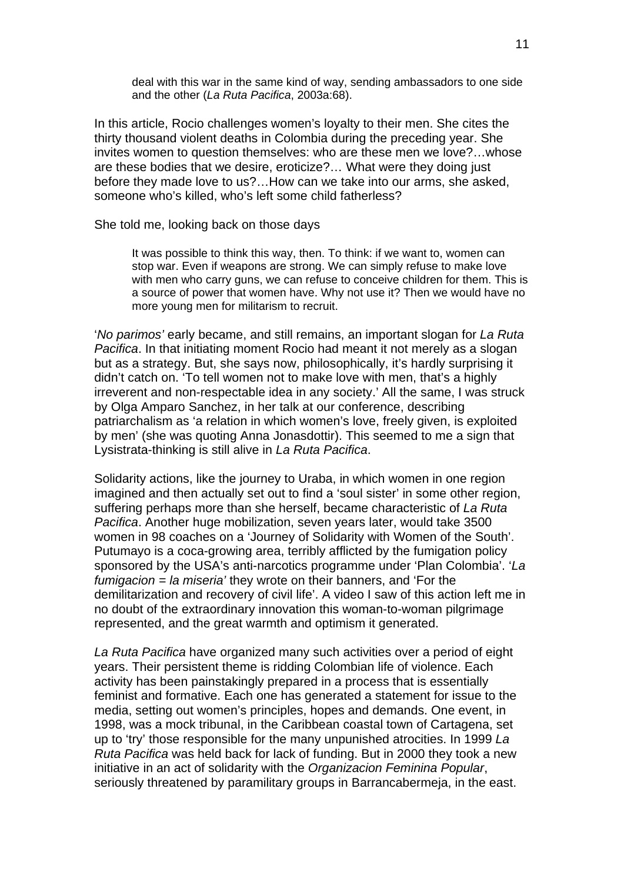> deal with this war in the same kind of way, sending ambassadors to one side and the other (*La Ruta Pacifica*, 2003a:68).

In this article, Rocio challenges women's loyalty to their men. She cites the thirty thousand violent deaths in Colombia during the preceding year. She invites women to question themselves: who are these men we love?…whose are these bodies that we desire, eroticize?… What were they doing just before they made love to us?…How can we take into our arms, she asked, someone who's killed, who's left some child fatherless?

She told me, looking back on those days

> It was possible to think this way, then. To think: if we want to, women can stop war. Even if weapons are strong. We can simply refuse to make love with men who carry guns, we can refuse to conceive children for them. This is a source of power that women have. Why not use it? Then we would have no more young men for militarism to recruit.

'*No parimos'* early became, and still remains, an important slogan for *La Ruta Pacifica*. In that initiating moment Rocio had meant it not merely as a slogan but as a strategy. But, she says now, philosophically, it's hardly surprising it didn't catch on. 'To tell women not to make love with men, that's a highly irreverent and non-respectable idea in any society.' All the same, I was struck by Olga Amparo Sanchez, in her talk at our conference, describing patriarchalism as 'a relation in which women's love, freely given, is exploited by men' (she was quoting Anna Jonasdottir). This seemed to me a sign that Lysistrata-thinking is still alive in *La Ruta Pacifica*.

Solidarity actions, like the journey to Uraba, in which women in one region imagined and then actually set out to find a 'soul sister' in some other region, suffering perhaps more than she herself, became characteristic of *La Ruta Pacifica*. Another huge mobilization, seven years later, would take 3500 women in 98 coaches on a 'Journey of Solidarity with Women of the South'. Putumayo is a coca-growing area, terribly afflicted by the fumigation policy sponsored by the USA's anti-narcotics programme under 'Plan Colombia'. '*La fumigacion = la miseria'* they wrote on their banners, and 'For the demilitarization and recovery of civil life'. A video I saw of this action left me in no doubt of the extraordinary innovation this woman-to-woman pilgrimage represented, and the great warmth and optimism it generated.

*La Ruta Pacifica* have organized many such activities over a period of eight years. Their persistent theme is ridding Colombian life of violence. Each activity has been painstakingly prepared in a process that is essentially feminist and formative. Each one has generated a statement for issue to the media, setting out women's principles, hopes and demands. One event, in 1998, was a mock tribunal, in the Caribbean coastal town of Cartagena, set up to 'try' those responsible for the many unpunished atrocities. In 1999 *La Ruta Pacifica* was held back for lack of funding. But in 2000 they took a new initiative in an act of solidarity with the *Organizacion Feminina Popular*, seriously threatened by paramilitary groups in Barrancabermeja, in the east.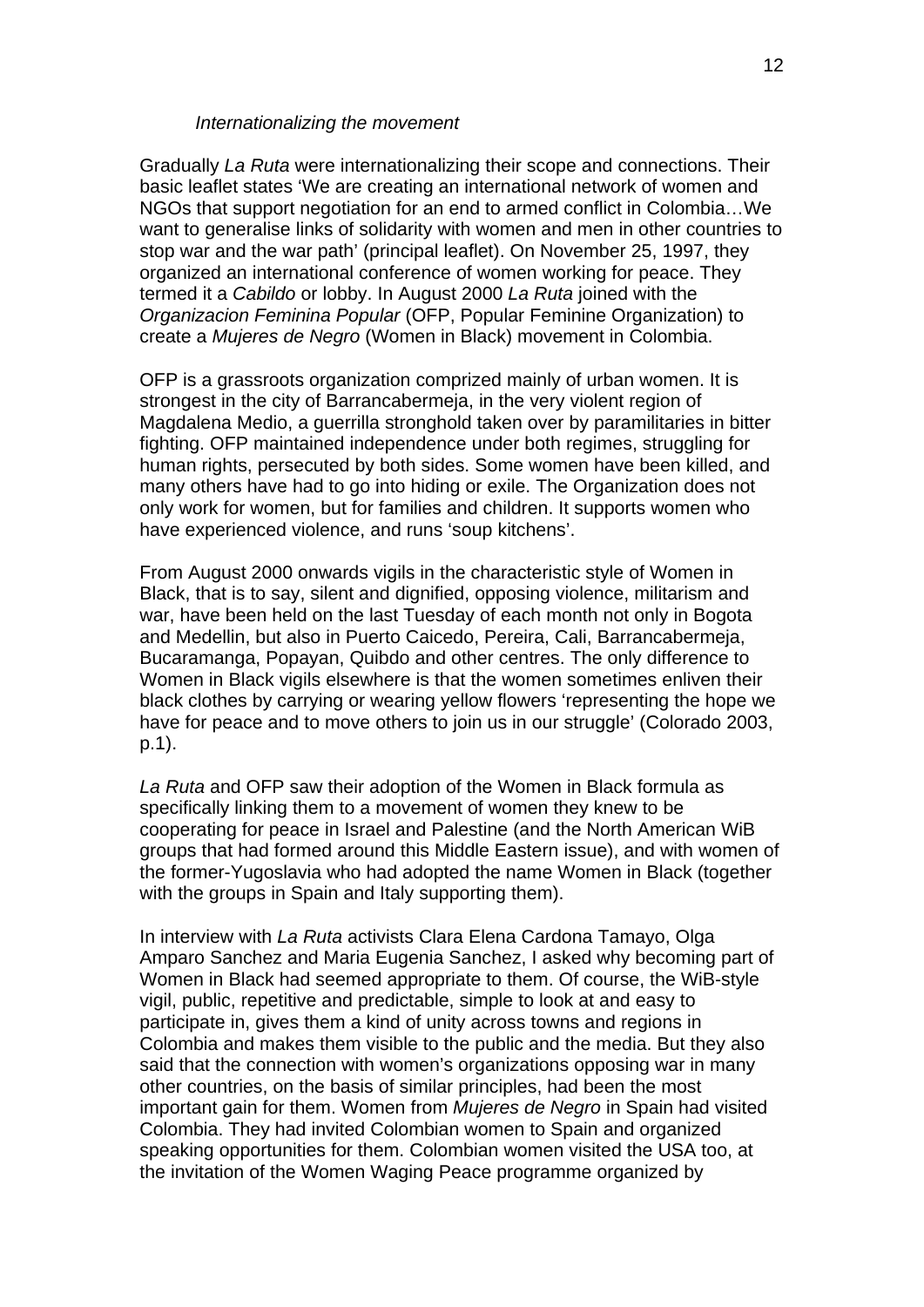*Internationalizing the movement*

Gradually *La Ruta* were internationalizing their scope and connections. Their basic leaflet states 'We are creating an international network of women and NGOs that support negotiation for an end to armed conflict in Colombia…We want to generalise links of solidarity with women and men in other countries to stop war and the war path' (principal leaflet). On November 25, 1997, they organized an international conference of women working for peace. They termed it a *Cabildo* or lobby. In August 2000 *La Ruta* joined with the *Organizacion Feminina Popular* (OFP, Popular Feminine Organization) to create a *Mujeres de Negro* (Women in Black) movement in Colombia.

OFP is a grassroots organization comprized mainly of urban women. It is strongest in the city of Barrancabermeja, in the very violent region of Magdalena Medio, a guerrilla stronghold taken over by paramilitaries in bitter fighting. OFP maintained independence under both regimes, struggling for human rights, persecuted by both sides. Some women have been killed, and many others have had to go into hiding or exile. The Organization does not only work for women, but for families and children. It supports women who have experienced violence, and runs 'soup kitchens'.

From August 2000 onwards vigils in the characteristic style of Women in Black, that is to say, silent and dignified, opposing violence, militarism and war, have been held on the last Tuesday of each month not only in Bogota and Medellin, but also in Puerto Caicedo, Pereira, Cali, Barrancabermeja, Bucaramanga, Popayan, Quibdo and other centres. The only difference to Women in Black vigils elsewhere is that the women sometimes enliven their black clothes by carrying or wearing yellow flowers 'representing the hope we have for peace and to move others to join us in our struggle' (Colorado 2003, p.1).

*La Ruta* and OFP saw their adoption of the Women in Black formula as specifically linking them to a movement of women they knew to be cooperating for peace in Israel and Palestine (and the North American WiB groups that had formed around this Middle Eastern issue), and with women of the former-Yugoslavia who had adopted the name Women in Black (together with the groups in Spain and Italy supporting them).

In interview with *La Ruta* activists Clara Elena Cardona Tamayo, Olga Amparo Sanchez and Maria Eugenia Sanchez, I asked why becoming part of Women in Black had seemed appropriate to them. Of course, the WiB-style vigil, public, repetitive and predictable, simple to look at and easy to participate in, gives them a kind of unity across towns and regions in Colombia and makes them visible to the public and the media. But they also said that the connection with women's organizations opposing war in many other countries, on the basis of similar principles, had been the most important gain for them. Women from *Mujeres de Negro* in Spain had visited Colombia. They had invited Colombian women to Spain and organized speaking opportunities for them. Colombian women visited the USA too, at the invitation of the Women Waging Peace programme organized by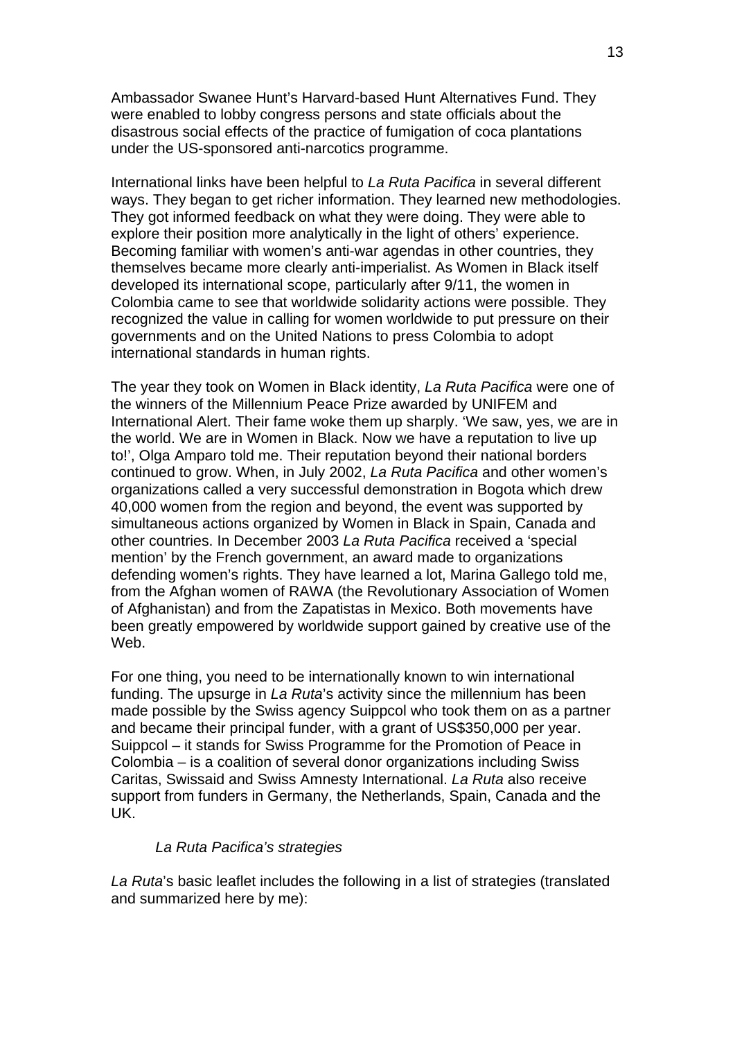Ambassador Swanee Hunt's Harvard-based Hunt Alternatives Fund. They were enabled to lobby congress persons and state officials about the disastrous social effects of the practice of fumigation of coca plantations under the US-sponsored anti-narcotics programme.

International links have been helpful to *La Ruta Pacifica* in several different ways. They began to get richer information. They learned new methodologies. They got informed feedback on what they were doing. They were able to explore their position more analytically in the light of others' experience. Becoming familiar with women's anti-war agendas in other countries, they themselves became more clearly anti-imperialist. As Women in Black itself developed its international scope, particularly after 9/11, the women in Colombia came to see that worldwide solidarity actions were possible. They recognized the value in calling for women worldwide to put pressure on their governments and on the United Nations to press Colombia to adopt international standards in human rights.

The year they took on Women in Black identity, *La Ruta Pacifica* were one of the winners of the Millennium Peace Prize awarded by UNIFEM and International Alert. Their fame woke them up sharply. 'We saw, yes, we are in the world. We are in Women in Black. Now we have a reputation to live up to!', Olga Amparo told me. Their reputation beyond their national borders continued to grow. When, in July 2002, *La Ruta Pacifica* and other women's organizations called a very successful demonstration in Bogota which drew 40,000 women from the region and beyond, the event was supported by simultaneous actions organized by Women in Black in Spain, Canada and other countries. In December 2003 *La Ruta Pacifica* received a 'special mention' by the French government, an award made to organizations defending women's rights. They have learned a lot, Marina Gallego told me, from the Afghan women of RAWA (the Revolutionary Association of Women of Afghanistan) and from the Zapatistas in Mexico. Both movements have been greatly empowered by worldwide support gained by creative use of the Web.

For one thing, you need to be internationally known to win international funding. The upsurge in *La Ruta*'s activity since the millennium has been made possible by the Swiss agency Suippcol who took them on as a partner and became their principal funder, with a grant of US$350,000 per year. Suippcol – it stands for Swiss Programme for the Promotion of Peace in Colombia – is a coalition of several donor organizations including Swiss Caritas, Swissaid and Swiss Amnesty International. *La Ruta* also receive support from funders in Germany, the Netherlands, Spain, Canada and the UK.

### *La Ruta Pacifica's strategies*

*La Ruta*'s basic leaflet includes the following in a list of strategies (translated and summarized here by me):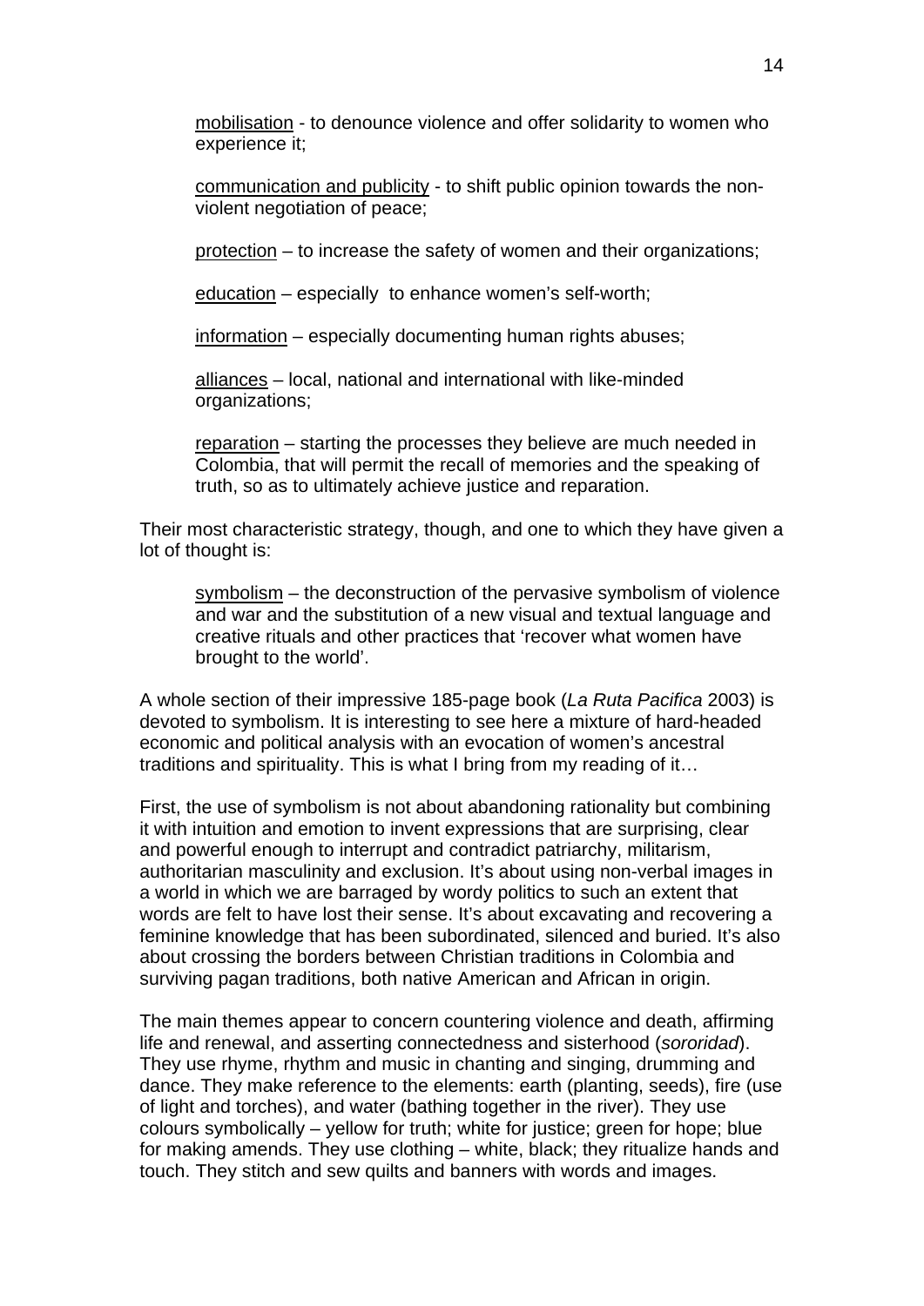<u>mobilisation</u> - to denounce violence and offer solidarity to women who experience it;

<u>communication and publicity</u> - to shift public opinion towards the non-violent negotiation of peace;

<u>protection</u> – to increase the safety of women and their organizations;

<u>education</u> – especially to enhance women's self-worth;

<u>information</u> – especially documenting human rights abuses;

<u>alliances</u> – local, national and international with like-minded organizations;

<u>reparation</u> – starting the processes they believe are much needed in Colombia, that will permit the recall of memories and the speaking of truth, so as to ultimately achieve justice and reparation.

Their most characteristic strategy, though, and one to which they have given a lot of thought is:

<u>symbolism</u> – the deconstruction of the pervasive symbolism of violence and war and the substitution of a new visual and textual language and creative rituals and other practices that 'recover what women have brought to the world'.

A whole section of their impressive 185-page book (*La Ruta Pacifica* 2003) is devoted to symbolism. It is interesting to see here a mixture of hard-headed economic and political analysis with an evocation of women's ancestral traditions and spirituality. This is what I bring from my reading of it…

First, the use of symbolism is not about abandoning rationality but combining it with intuition and emotion to invent expressions that are surprising, clear and powerful enough to interrupt and contradict patriarchy, militarism, authoritarian masculinity and exclusion. It's about using non-verbal images in a world in which we are barraged by wordy politics to such an extent that words are felt to have lost their sense. It's about excavating and recovering a feminine knowledge that has been subordinated, silenced and buried. It's also about crossing the borders between Christian traditions in Colombia and surviving pagan traditions, both native American and African in origin.

The main themes appear to concern countering violence and death, affirming life and renewal, and asserting connectedness and sisterhood (*sororidad*). They use rhyme, rhythm and music in chanting and singing, drumming and dance. They make reference to the elements: earth (planting, seeds), fire (use of light and torches), and water (bathing together in the river). They use colours symbolically – yellow for truth; white for justice; green for hope; blue for making amends. They use clothing – white, black; they ritualize hands and touch. They stitch and sew quilts and banners with words and images.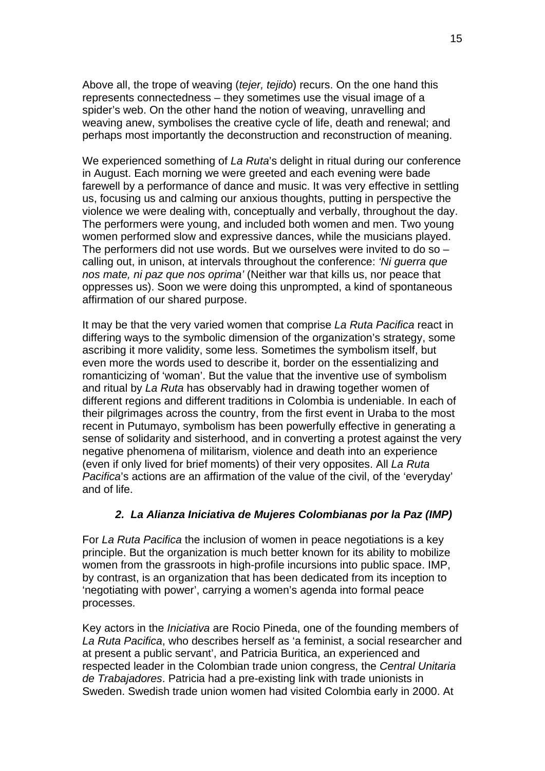Above all, the trope of weaving (*tejer, tejido*) recurs. On the one hand this represents connectedness – they sometimes use the visual image of a spider's web. On the other hand the notion of weaving, unravelling and weaving anew, symbolises the creative cycle of life, death and renewal; and perhaps most importantly the deconstruction and reconstruction of meaning.

We experienced something of *La Ruta*'s delight in ritual during our conference in August. Each morning we were greeted and each evening were bade farewell by a performance of dance and music. It was very effective in settling us, focusing us and calming our anxious thoughts, putting in perspective the violence we were dealing with, conceptually and verbally, throughout the day. The performers were young, and included both women and men. Two young women performed slow and expressive dances, while the musicians played. The performers did not use words. But we ourselves were invited to do so – calling out, in unison, at intervals throughout the conference: *'Ni guerra que nos mate, ni paz que nos oprima'* (Neither war that kills us, nor peace that oppresses us). Soon we were doing this unprompted, a kind of spontaneous affirmation of our shared purpose.

It may be that the very varied women that comprise *La Ruta Pacifica* react in differing ways to the symbolic dimension of the organization's strategy, some ascribing it more validity, some less. Sometimes the symbolism itself, but even more the words used to describe it, border on the essentializing and romanticizing of 'woman'. But the value that the inventive use of symbolism and ritual by *La Ruta* has observably had in drawing together women of different regions and different traditions in Colombia is undeniable. In each of their pilgrimages across the country, from the first event in Uraba to the most recent in Putumayo, symbolism has been powerfully effective in generating a sense of solidarity and sisterhood, and in converting a protest against the very negative phenomena of militarism, violence and death into an experience (even if only lived for brief moments) of their very opposites. All *La Ruta Pacifica*'s actions are an affirmation of the value of the civil, of the 'everyday' and of life.

### *2. La Alianza Iniciativa de Mujeres Colombianas por la Paz (IMP)*

For *La Ruta Pacifica* the inclusion of women in peace negotiations is a key principle. But the organization is much better known for its ability to mobilize women from the grassroots in high-profile incursions into public space. IMP, by contrast, is an organization that has been dedicated from its inception to 'negotiating with power', carrying a women's agenda into formal peace processes.

Key actors in the *Iniciativa* are Rocio Pineda, one of the founding members of *La Ruta Pacifica*, who describes herself as 'a feminist, a social researcher and at present a public servant', and Patricia Buritica, an experienced and respected leader in the Colombian trade union congress, the *Central Unitaria de Trabajadores*. Patricia had a pre-existing link with trade unionists in Sweden. Swedish trade union women had visited Colombia early in 2000. At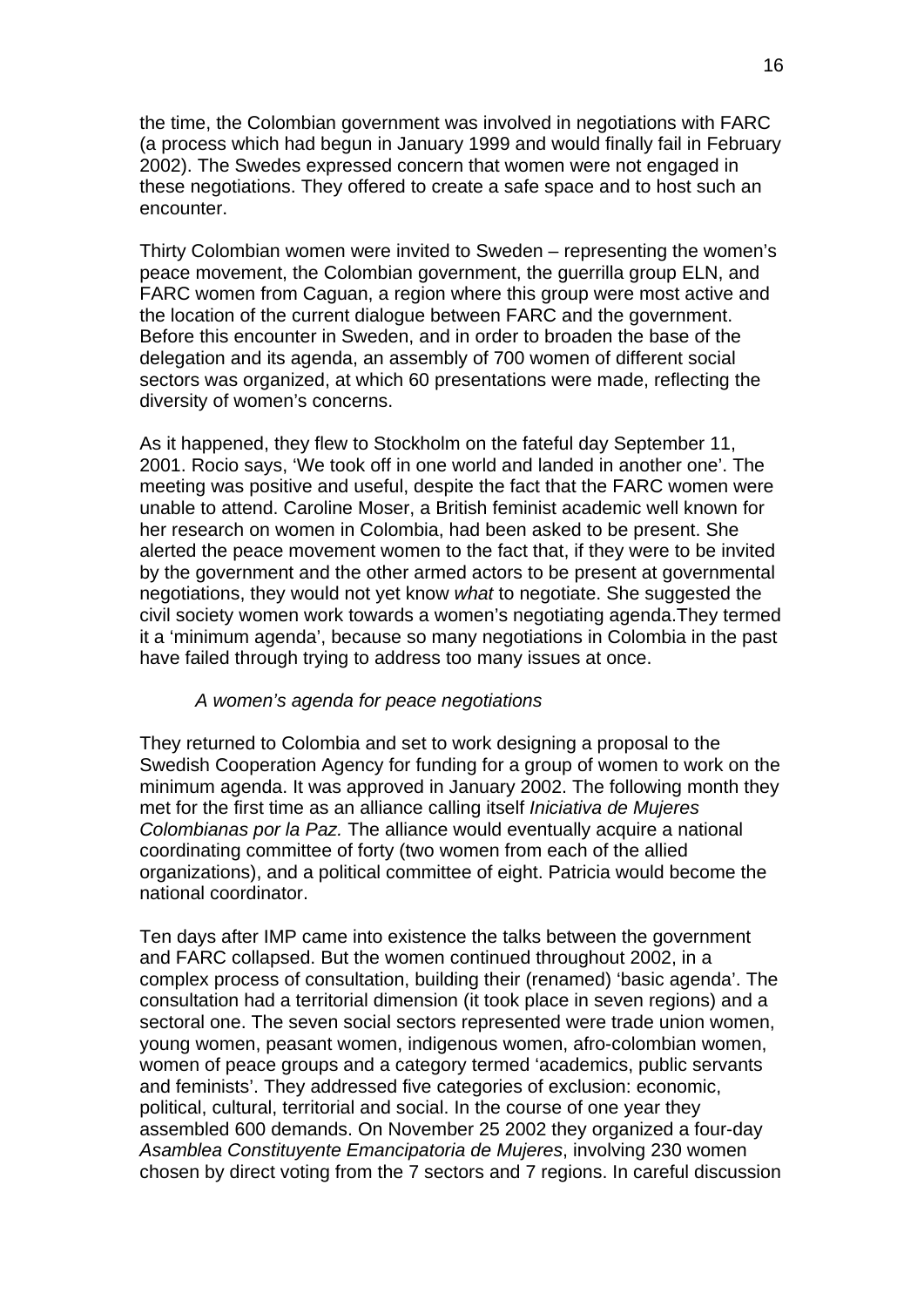the time, the Colombian government was involved in negotiations with FARC (a process which had begun in January 1999 and would finally fail in February 2002). The Swedes expressed concern that women were not engaged in these negotiations. They offered to create a safe space and to host such an encounter.

Thirty Colombian women were invited to Sweden – representing the women's peace movement, the Colombian government, the guerrilla group ELN, and FARC women from Caguan, a region where this group were most active and the location of the current dialogue between FARC and the government. Before this encounter in Sweden, and in order to broaden the base of the delegation and its agenda, an assembly of 700 women of different social sectors was organized, at which 60 presentations were made, reflecting the diversity of women's concerns.

As it happened, they flew to Stockholm on the fateful day September 11, 2001. Rocio says, 'We took off in one world and landed in another one'. The meeting was positive and useful, despite the fact that the FARC women were unable to attend. Caroline Moser, a British feminist academic well known for her research on women in Colombia, had been asked to be present. She alerted the peace movement women to the fact that, if they were to be invited by the government and the other armed actors to be present at governmental negotiations, they would not yet know *what* to negotiate. She suggested the civil society women work towards a women's negotiating agenda.They termed it a 'minimum agenda', because so many negotiations in Colombia in the past have failed through trying to address too many issues at once.

### *A women's agenda for peace negotiations*

They returned to Colombia and set to work designing a proposal to the Swedish Cooperation Agency for funding for a group of women to work on the minimum agenda. It was approved in January 2002. The following month they met for the first time as an alliance calling itself *Iniciativa de Mujeres Colombianas por la Paz.* The alliance would eventually acquire a national coordinating committee of forty (two women from each of the allied organizations), and a political committee of eight. Patricia would become the national coordinator.

Ten days after IMP came into existence the talks between the government and FARC collapsed. But the women continued throughout 2002, in a complex process of consultation, building their (renamed) 'basic agenda'. The consultation had a territorial dimension (it took place in seven regions) and a sectoral one. The seven social sectors represented were trade union women, young women, peasant women, indigenous women, afro-colombian women, women of peace groups and a category termed 'academics, public servants and feminists'. They addressed five categories of exclusion: economic, political, cultural, territorial and social. In the course of one year they assembled 600 demands. On November 25 2002 they organized a four-day *Asamblea Constituyente Emancipatoria de Mujeres*, involving 230 women chosen by direct voting from the 7 sectors and 7 regions. In careful discussion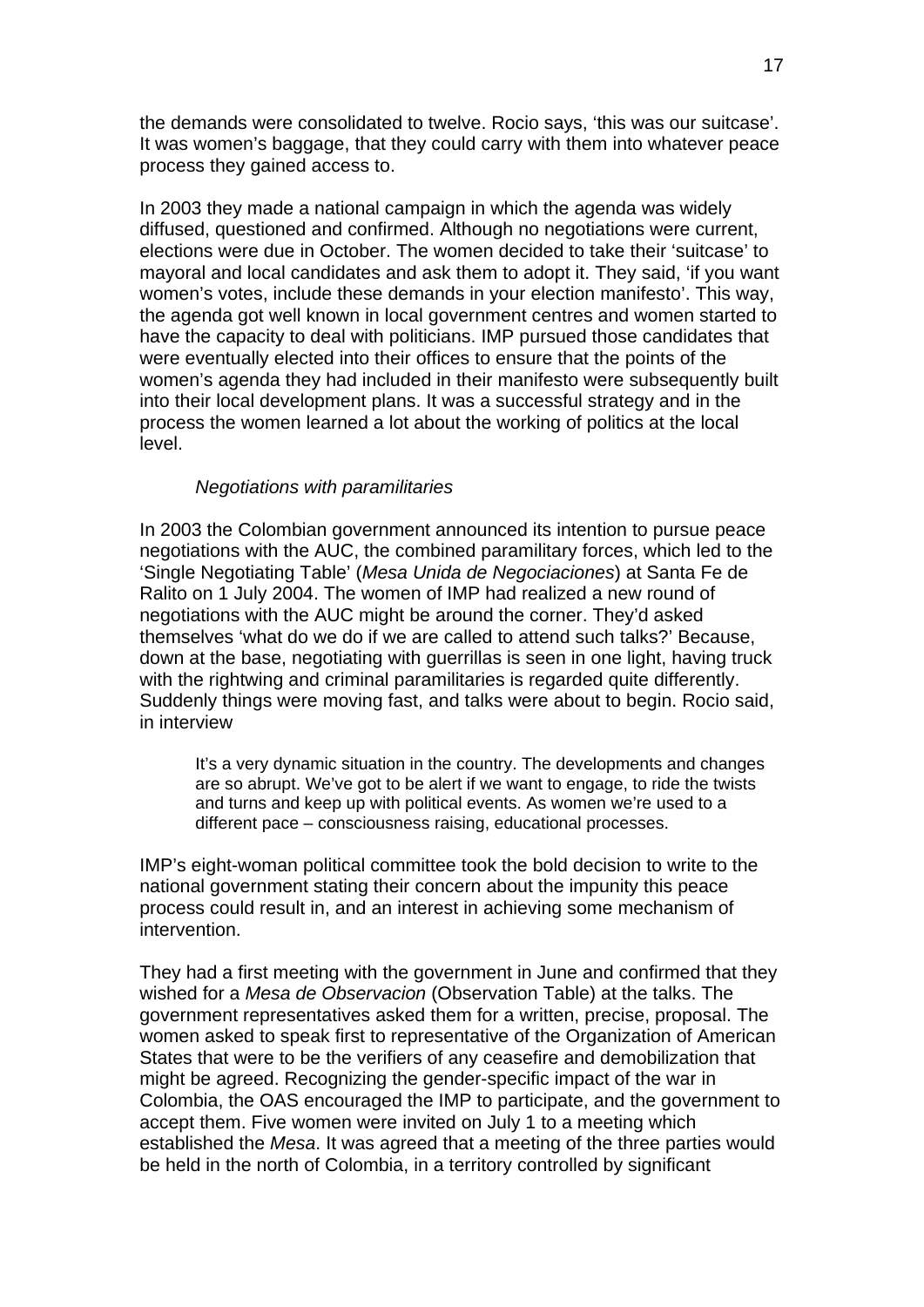the demands were consolidated to twelve. Rocio says, 'this was our suitcase'. It was women's baggage, that they could carry with them into whatever peace process they gained access to.

In 2003 they made a national campaign in which the agenda was widely diffused, questioned and confirmed. Although no negotiations were current, elections were due in October. The women decided to take their 'suitcase' to mayoral and local candidates and ask them to adopt it. They said, 'if you want women's votes, include these demands in your election manifesto'. This way, the agenda got well known in local government centres and women started to have the capacity to deal with politicians. IMP pursued those candidates that were eventually elected into their offices to ensure that the points of the women's agenda they had included in their manifesto were subsequently built into their local development plans. It was a successful strategy and in the process the women learned a lot about the working of politics at the local level.

*Negotiations with paramilitaries*

In 2003 the Colombian government announced its intention to pursue peace negotiations with the AUC, the combined paramilitary forces, which led to the 'Single Negotiating Table' (*Mesa Unida de Negociaciones*) at Santa Fe de Ralito on 1 July 2004. The women of IMP had realized a new round of negotiations with the AUC might be around the corner. They'd asked themselves 'what do we do if we are called to attend such talks?' Because, down at the base, negotiating with guerrillas is seen in one light, having truck with the rightwing and criminal paramilitaries is regarded quite differently. Suddenly things were moving fast, and talks were about to begin. Rocio said, in interview

> It's a very dynamic situation in the country. The developments and changes are so abrupt. We've got to be alert if we want to engage, to ride the twists and turns and keep up with political events. As women we're used to a different pace – consciousness raising, educational processes.

IMP's eight-woman political committee took the bold decision to write to the national government stating their concern about the impunity this peace process could result in, and an interest in achieving some mechanism of intervention.

They had a first meeting with the government in June and confirmed that they wished for a *Mesa de Observacion* (Observation Table) at the talks. The government representatives asked them for a written, precise, proposal. The women asked to speak first to representative of the Organization of American States that were to be the verifiers of any ceasefire and demobilization that might be agreed. Recognizing the gender-specific impact of the war in Colombia, the OAS encouraged the IMP to participate, and the government to accept them. Five women were invited on July 1 to a meeting which established the *Mesa*. It was agreed that a meeting of the three parties would be held in the north of Colombia, in a territory controlled by significant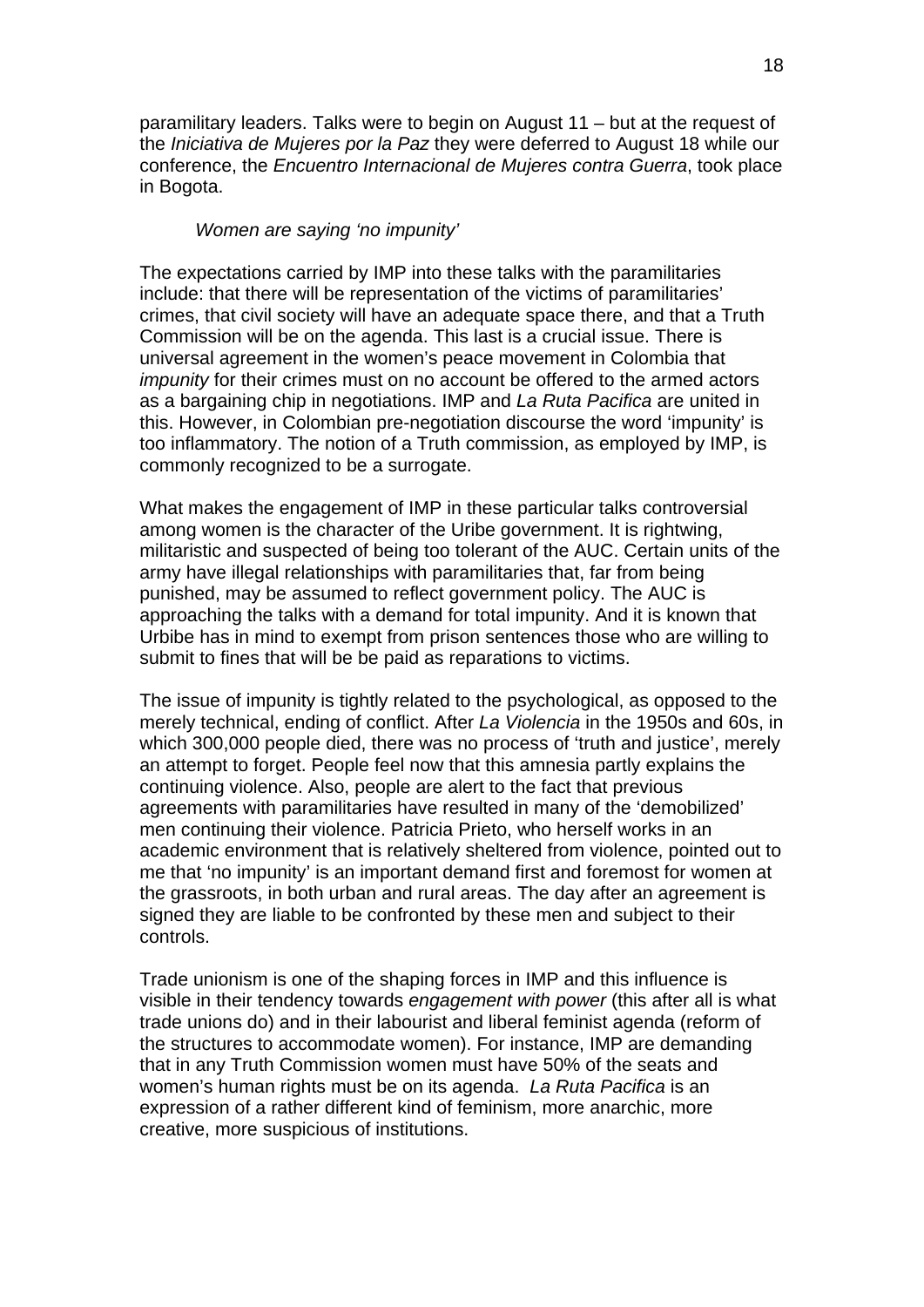paramilitary leaders. Talks were to begin on August 11 – but at the request of the *Iniciativa de Mujeres por la Paz* they were deferred to August 18 while our conference, the *Encuentro Internacional de Mujeres contra Guerra*, took place in Bogota.

*Women are saying 'no impunity'*

The expectations carried by IMP into these talks with the paramilitaries include: that there will be representation of the victims of paramilitaries' crimes, that civil society will have an adequate space there, and that a Truth Commission will be on the agenda. This last is a crucial issue. There is universal agreement in the women's peace movement in Colombia that *impunity* for their crimes must on no account be offered to the armed actors as a bargaining chip in negotiations. IMP and *La Ruta Pacifica* are united in this. However, in Colombian pre-negotiation discourse the word 'impunity' is too inflammatory. The notion of a Truth commission, as employed by IMP, is commonly recognized to be a surrogate.

What makes the engagement of IMP in these particular talks controversial among women is the character of the Uribe government. It is rightwing, militaristic and suspected of being too tolerant of the AUC. Certain units of the army have illegal relationships with paramilitaries that, far from being punished, may be assumed to reflect government policy. The AUC is approaching the talks with a demand for total impunity. And it is known that Urbibe has in mind to exempt from prison sentences those who are willing to submit to fines that will be be paid as reparations to victims.

The issue of impunity is tightly related to the psychological, as opposed to the merely technical, ending of conflict. After *La Violencia* in the 1950s and 60s, in which 300,000 people died, there was no process of 'truth and justice', merely an attempt to forget. People feel now that this amnesia partly explains the continuing violence. Also, people are alert to the fact that previous agreements with paramilitaries have resulted in many of the 'demobilized' men continuing their violence. Patricia Prieto, who herself works in an academic environment that is relatively sheltered from violence, pointed out to me that 'no impunity' is an important demand first and foremost for women at the grassroots, in both urban and rural areas. The day after an agreement is signed they are liable to be confronted by these men and subject to their controls.

Trade unionism is one of the shaping forces in IMP and this influence is visible in their tendency towards *engagement with power* (this after all is what trade unions do) and in their labourist and liberal feminist agenda (reform of the structures to accommodate women). For instance, IMP are demanding that in any Truth Commission women must have 50% of the seats and women's human rights must be on its agenda. *La Ruta Pacifica* is an expression of a rather different kind of feminism, more anarchic, more creative, more suspicious of institutions.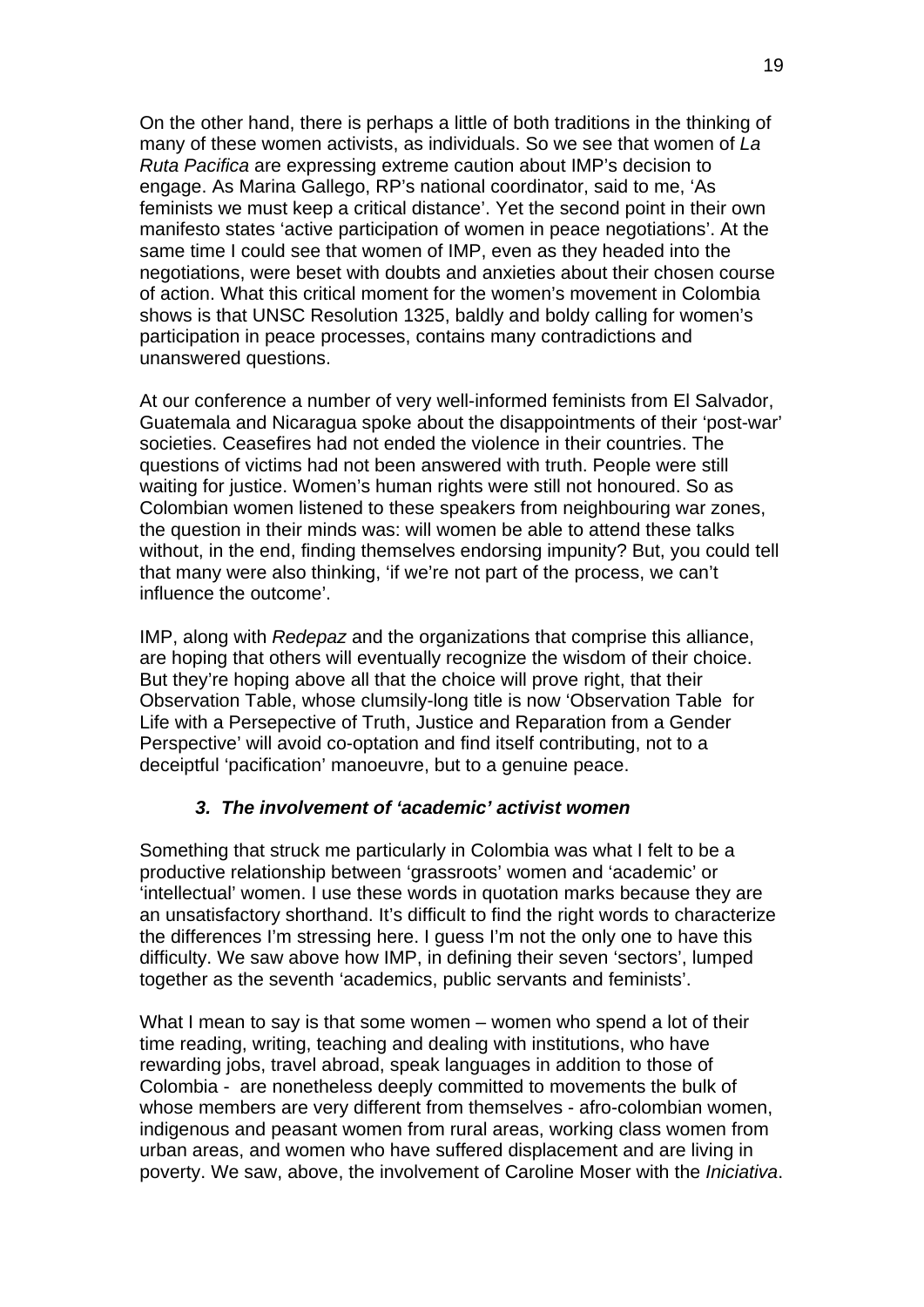On the other hand, there is perhaps a little of both traditions in the thinking of many of these women activists, as individuals. So we see that women of *La Ruta Pacifica* are expressing extreme caution about IMP's decision to engage. As Marina Gallego, RP's national coordinator, said to me, 'As feminists we must keep a critical distance'. Yet the second point in their own manifesto states 'active participation of women in peace negotiations'. At the same time I could see that women of IMP, even as they headed into the negotiations, were beset with doubts and anxieties about their chosen course of action. What this critical moment for the women's movement in Colombia shows is that UNSC Resolution 1325, baldly and boldy calling for women's participation in peace processes, contains many contradictions and unanswered questions.

At our conference a number of very well-informed feminists from El Salvador, Guatemala and Nicaragua spoke about the disappointments of their 'post-war' societies. Ceasefires had not ended the violence in their countries. The questions of victims had not been answered with truth. People were still waiting for justice. Women's human rights were still not honoured. So as Colombian women listened to these speakers from neighbouring war zones, the question in their minds was: will women be able to attend these talks without, in the end, finding themselves endorsing impunity? But, you could tell that many were also thinking, 'if we're not part of the process, we can't influence the outcome'.

IMP, along with *Redepaz* and the organizations that comprise this alliance, are hoping that others will eventually recognize the wisdom of their choice. But they're hoping above all that the choice will prove right, that their Observation Table, whose clumsily-long title is now 'Observation Table for Life with a Persepective of Truth, Justice and Reparation from a Gender Perspective' will avoid co-optation and find itself contributing, not to a deceiptful 'pacification' manoeuvre, but to a genuine peace.

### *3. The involvement of 'academic' activist women*

Something that struck me particularly in Colombia was what I felt to be a productive relationship between 'grassroots' women and 'academic' or 'intellectual' women. I use these words in quotation marks because they are an unsatisfactory shorthand. It's difficult to find the right words to characterize the differences I'm stressing here. I guess I'm not the only one to have this difficulty. We saw above how IMP, in defining their seven 'sectors', lumped together as the seventh 'academics, public servants and feminists'.

What I mean to say is that some women – women who spend a lot of their time reading, writing, teaching and dealing with institutions, who have rewarding jobs, travel abroad, speak languages in addition to those of Colombia - are nonetheless deeply committed to movements the bulk of whose members are very different from themselves - afro-colombian women, indigenous and peasant women from rural areas, working class women from urban areas, and women who have suffered displacement and are living in poverty. We saw, above, the involvement of Caroline Moser with the *Iniciativa*.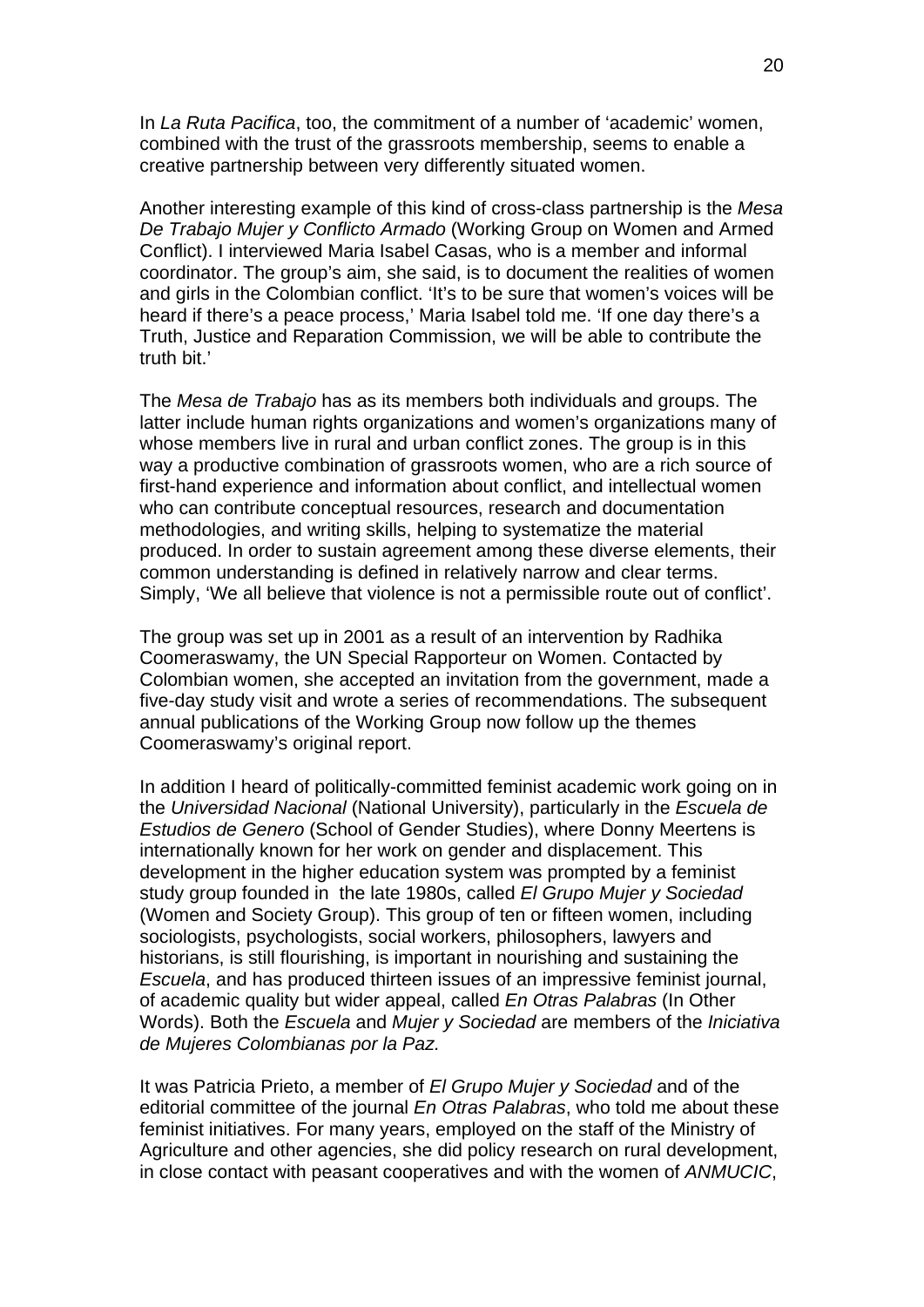In *La Ruta Pacifica*, too, the commitment of a number of 'academic' women, combined with the trust of the grassroots membership, seems to enable a creative partnership between very differently situated women.

Another interesting example of this kind of cross-class partnership is the *Mesa De Trabajo Mujer y Conflicto Armado* (Working Group on Women and Armed Conflict). I interviewed Maria Isabel Casas, who is a member and informal coordinator. The group's aim, she said, is to document the realities of women and girls in the Colombian conflict. 'It's to be sure that women's voices will be heard if there's a peace process,' Maria Isabel told me. 'If one day there's a Truth, Justice and Reparation Commission, we will be able to contribute the truth bit.'

The *Mesa de Trabajo* has as its members both individuals and groups. The latter include human rights organizations and women's organizations many of whose members live in rural and urban conflict zones. The group is in this way a productive combination of grassroots women, who are a rich source of first-hand experience and information about conflict, and intellectual women who can contribute conceptual resources, research and documentation methodologies, and writing skills, helping to systematize the material produced. In order to sustain agreement among these diverse elements, their common understanding is defined in relatively narrow and clear terms. Simply, 'We all believe that violence is not a permissible route out of conflict'.

The group was set up in 2001 as a result of an intervention by Radhika Coomeraswamy, the UN Special Rapporteur on Women. Contacted by Colombian women, she accepted an invitation from the government, made a five-day study visit and wrote a series of recommendations. The subsequent annual publications of the Working Group now follow up the themes Coomeraswamy's original report.

In addition I heard of politically-committed feminist academic work going on in the *Universidad Nacional* (National University), particularly in the *Escuela de Estudios de Genero* (School of Gender Studies), where Donny Meertens is internationally known for her work on gender and displacement. This development in the higher education system was prompted by a feminist study group founded in the late 1980s, called *El Grupo Mujer y Sociedad* (Women and Society Group). This group of ten or fifteen women, including sociologists, psychologists, social workers, philosophers, lawyers and historians, is still flourishing, is important in nourishing and sustaining the *Escuela*, and has produced thirteen issues of an impressive feminist journal, of academic quality but wider appeal, called *En Otras Palabras* (In Other Words). Both the *Escuela* and *Mujer y Sociedad* are members of the *Iniciativa de Mujeres Colombianas por la Paz.*

It was Patricia Prieto, a member of *El Grupo Mujer y Sociedad* and of the editorial committee of the journal *En Otras Palabras*, who told me about these feminist initiatives. For many years, employed on the staff of the Ministry of Agriculture and other agencies, she did policy research on rural development, in close contact with peasant cooperatives and with the women of *ANMUCIC*,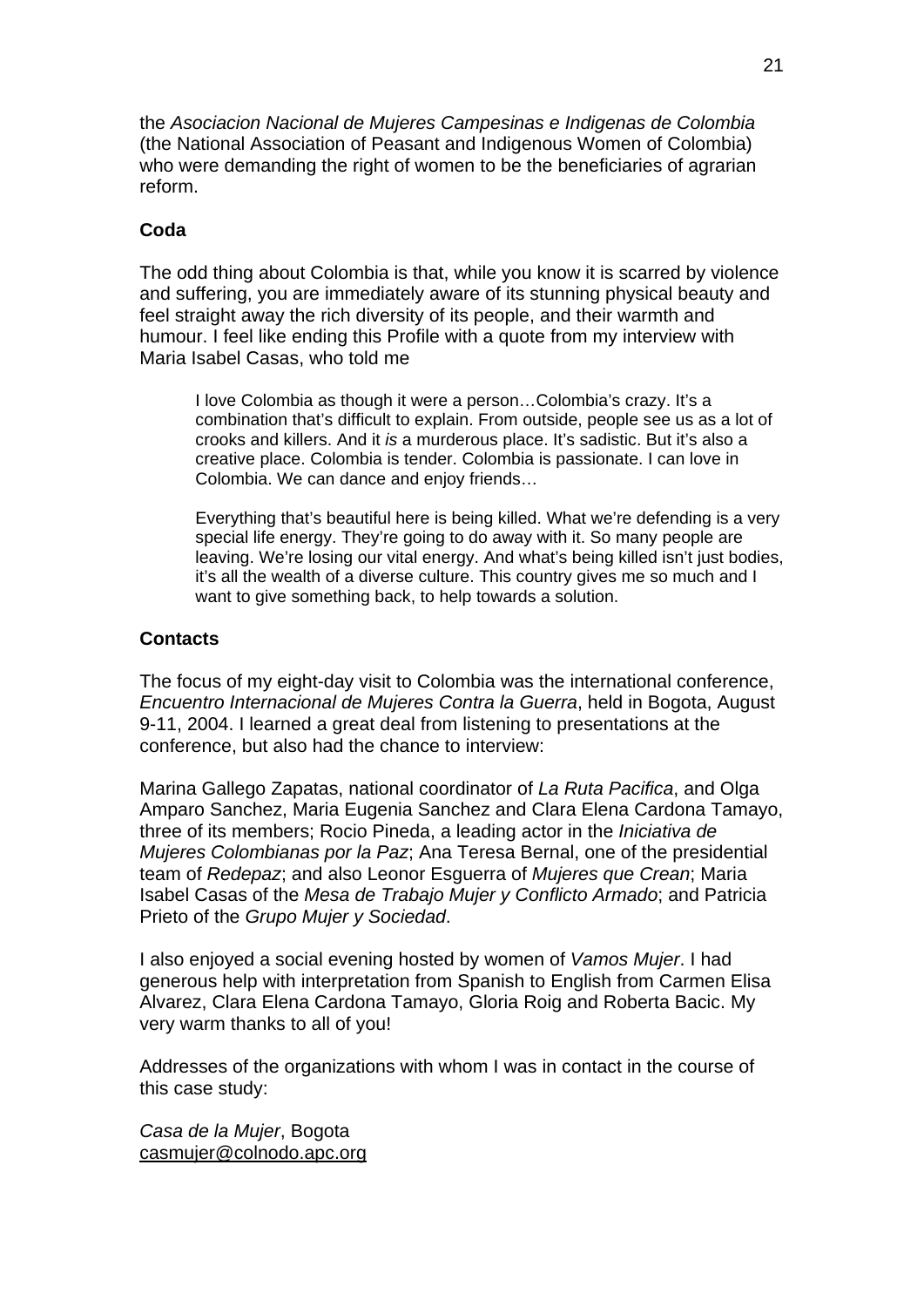the *Asociacion Nacional de Mujeres Campesinas e Indigenas de Colombia* (the National Association of Peasant and Indigenous Women of Colombia) who were demanding the right of women to be the beneficiaries of agrarian reform.

## Coda

The odd thing about Colombia is that, while you know it is scarred by violence and suffering, you are immediately aware of its stunning physical beauty and feel straight away the rich diversity of its people, and their warmth and humour. I feel like ending this Profile with a quote from my interview with Maria Isabel Casas, who told me

> I love Colombia as though it were a person…Colombia's crazy. It's a combination that's difficult to explain. From outside, people see us as a lot of crooks and killers. And it *is* a murderous place. It's sadistic. But it's also a creative place. Colombia is tender. Colombia is passionate. I can love in Colombia. We can dance and enjoy friends…
>
> Everything that's beautiful here is being killed. What we're defending is a very special life energy. They're going to do away with it. So many people are leaving. We're losing our vital energy. And what's being killed isn't just bodies, it's all the wealth of a diverse culture. This country gives me so much and I want to give something back, to help towards a solution.

## Contacts

The focus of my eight-day visit to Colombia was the international conference, *Encuentro Internacional de Mujeres Contra la Guerra*, held in Bogota, August 9-11, 2004. I learned a great deal from listening to presentations at the conference, but also had the chance to interview:

Marina Gallego Zapatas, national coordinator of *La Ruta Pacifica*, and Olga Amparo Sanchez, Maria Eugenia Sanchez and Clara Elena Cardona Tamayo, three of its members; Rocio Pineda, a leading actor in the *Iniciativa de Mujeres Colombianas por la Paz*; Ana Teresa Bernal, one of the presidential team of *Redepaz*; and also Leonor Esguerra of *Mujeres que Crean*; Maria Isabel Casas of the *Mesa de Trabajo Mujer y Conflicto Armado*; and Patricia Prieto of the *Grupo Mujer y Sociedad*.

I also enjoyed a social evening hosted by women of *Vamos Mujer*. I had generous help with interpretation from Spanish to English from Carmen Elisa Alvarez, Clara Elena Cardona Tamayo, Gloria Roig and Roberta Bacic. My very warm thanks to all of you!

Addresses of the organizations with whom I was in contact in the course of this case study:

*Casa de la Mujer*, Bogota
casmujer@colnodo.apc.org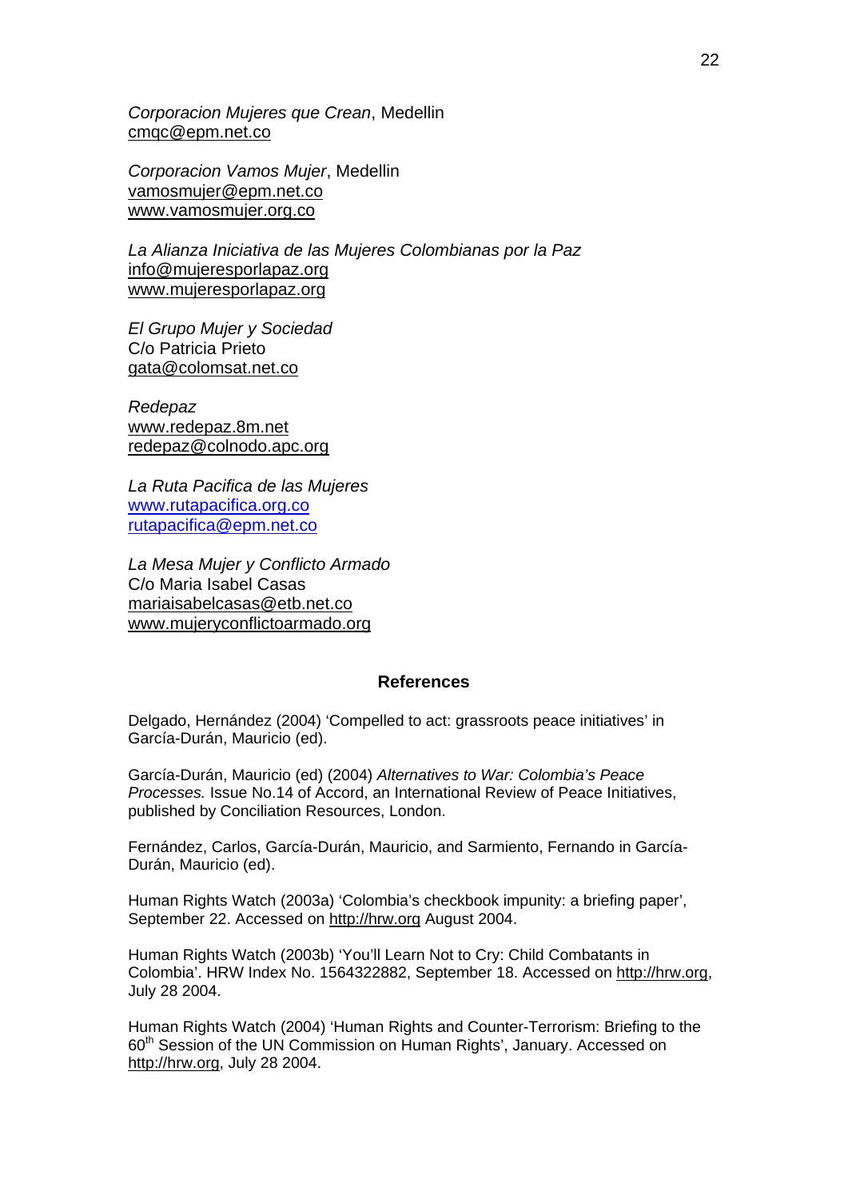*Corporacion Mujeres que Crean*, Medellin
cmqc@epm.net.co

*Corporacion Vamos Mujer*, Medellin
vamosmujer@epm.net.co
www.vamosmujer.org.co

*La Alianza Iniciativa de las Mujeres Colombianas por la Paz*
info@mujeresporlapaz.org
www.mujeresporlapaz.org

*El Grupo Mujer y Sociedad*
C/o Patricia Prieto
gata@colomsat.net.co

*Redepaz*
www.redepaz.8m.net
redepaz@colnodo.apc.org

*La Ruta Pacifica de las Mujeres*
www.rutapacifica.org.co
rutapacifica@epm.net.co

*La Mesa Mujer y Conflicto Armado*
C/o Maria Isabel Casas
mariaisabelcasas@etb.net.co
www.mujeryconflictoarmado.org

## References

Delgado, Hernández (2004) 'Compelled to act: grassroots peace initiatives' in García-Durán, Mauricio (ed).

García-Durán, Mauricio (ed) (2004) *Alternatives to War: Colombia's Peace Processes.* Issue No.14 of Accord, an International Review of Peace Initiatives, published by Conciliation Resources, London.

Fernández, Carlos, García-Durán, Mauricio, and Sarmiento, Fernando in García-Durán, Mauricio (ed).

Human Rights Watch (2003a) 'Colombia's checkbook impunity: a briefing paper', September 22. Accessed on http://hrw.org August 2004.

Human Rights Watch (2003b) 'You'll Learn Not to Cry: Child Combatants in Colombia'. HRW Index No. 1564322882, September 18. Accessed on http://hrw.org, July 28 2004.

Human Rights Watch (2004) 'Human Rights and Counter-Terrorism: Briefing to the 60th Session of the UN Commission on Human Rights', January. Accessed on http://hrw.org, July 28 2004.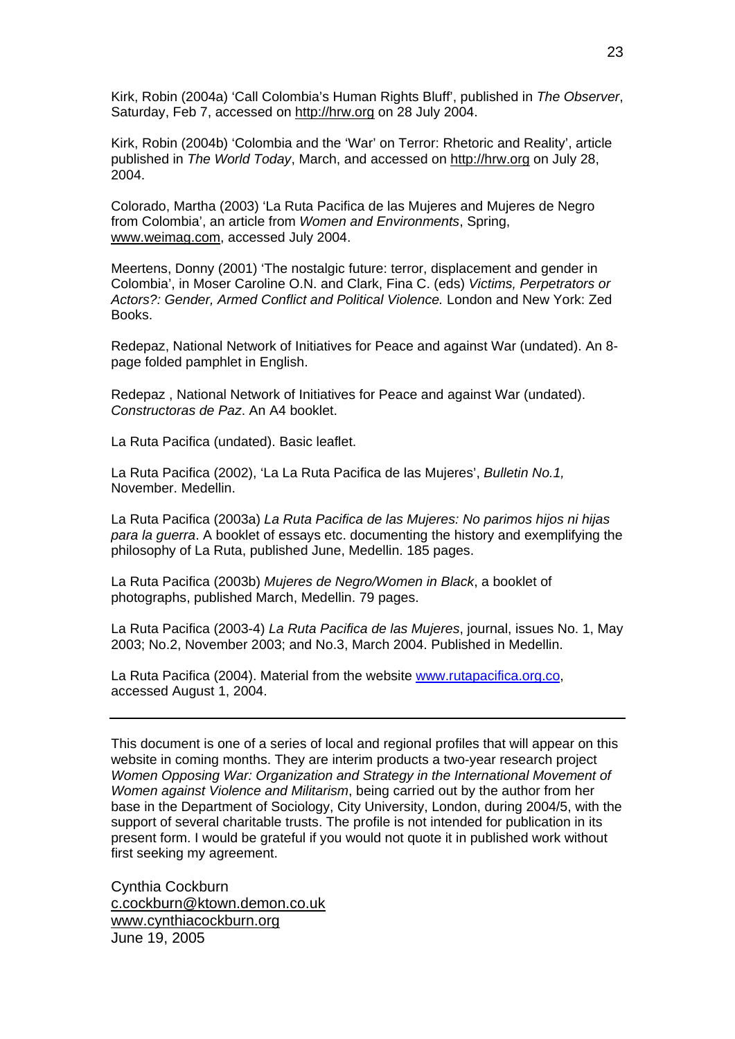Kirk, Robin (2004a) 'Call Colombia's Human Rights Bluff', published in *The Observer*, Saturday, Feb 7, accessed on http://hrw.org on 28 July 2004.

Kirk, Robin (2004b) 'Colombia and the 'War' on Terror: Rhetoric and Reality', article published in *The World Today*, March, and accessed on http://hrw.org on July 28, 2004.

Colorado, Martha (2003) 'La Ruta Pacifica de las Mujeres and Mujeres de Negro from Colombia', an article from *Women and Environments*, Spring, www.weimag.com, accessed July 2004.

Meertens, Donny (2001) 'The nostalgic future: terror, displacement and gender in Colombia', in Moser Caroline O.N. and Clark, Fina C. (eds) *Victims, Perpetrators or Actors?: Gender, Armed Conflict and Political Violence.* London and New York: Zed Books.

Redepaz, National Network of Initiatives for Peace and against War (undated). An 8-page folded pamphlet in English.

Redepaz , National Network of Initiatives for Peace and against War (undated). *Constructoras de Paz*. An A4 booklet.

La Ruta Pacifica (undated). Basic leaflet.

La Ruta Pacifica (2002), 'La La Ruta Pacifica de las Mujeres', *Bulletin No.1,* November. Medellin.

La Ruta Pacifica (2003a) *La Ruta Pacifica de las Mujeres: No parimos hijos ni hijas para la guerra*. A booklet of essays etc. documenting the history and exemplifying the philosophy of La Ruta, published June, Medellin. 185 pages.

La Ruta Pacifica (2003b) *Mujeres de Negro/Women in Black*, a booklet of photographs, published March, Medellin. 79 pages.

La Ruta Pacifica (2003-4) *La Ruta Pacifica de las Mujeres*, journal, issues No. 1, May 2003; No.2, November 2003; and No.3, March 2004. Published in Medellin.

La Ruta Pacifica (2004). Material from the website www.rutapacifica.org.co, accessed August 1, 2004.

---

This document is one of a series of local and regional profiles that will appear on this website in coming months. They are interim products a two-year research project *Women Opposing War: Organization and Strategy in the International Movement of Women against Violence and Militarism*, being carried out by the author from her base in the Department of Sociology, City University, London, during 2004/5, with the support of several charitable trusts. The profile is not intended for publication in its present form. I would be grateful if you would not quote it in published work without first seeking my agreement.

Cynthia Cockburn
c.cockburn@ktown.demon.co.uk
www.cynthiacockburn.org
June 19, 2005